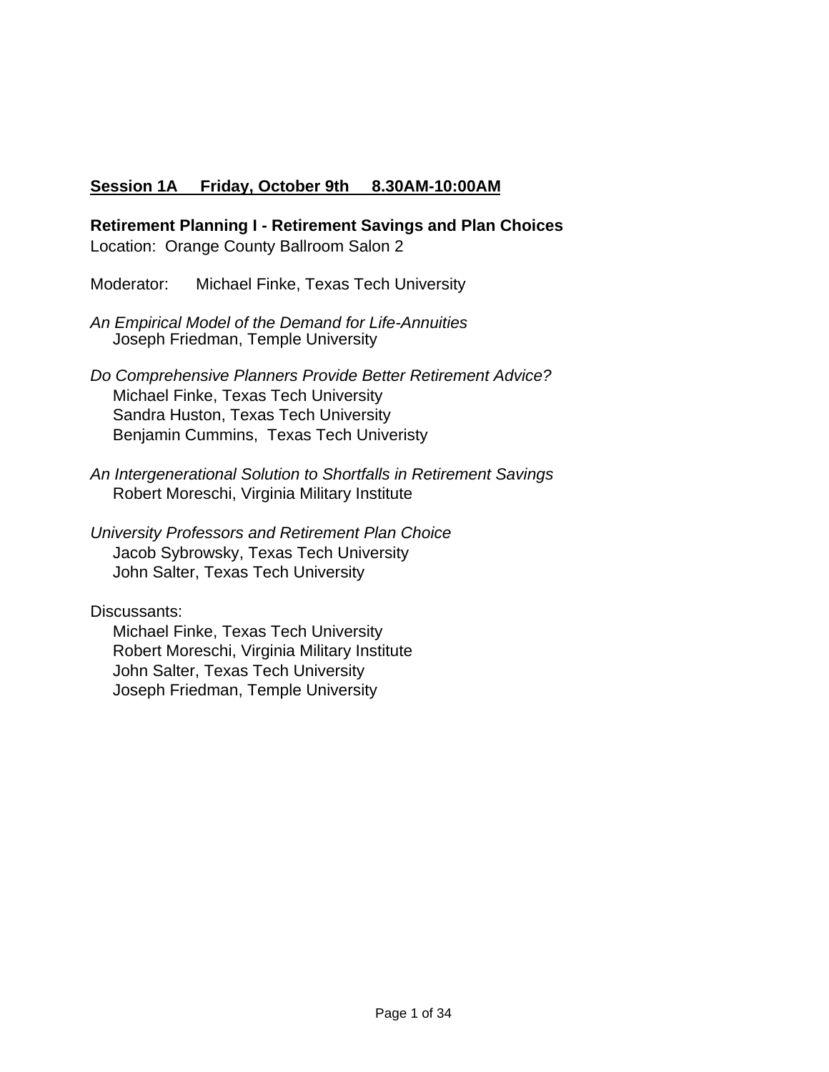**Session 1A Friday, October 9th 8.30AM-10:00AM**

**Retirement Planning I - Retirement Savings and Plan Choices**
Location: Orange County Ballroom Salon 2

Moderator: Michael Finke, Texas Tech University

*An Empirical Model of the Demand for Life-Annuities*
Joseph Friedman, Temple University

*Do Comprehensive Planners Provide Better Retirement Advice?*
Michael Finke, Texas Tech University
Sandra Huston, Texas Tech University
Benjamin Cummins, Texas Tech Univeristy

*An Intergenerational Solution to Shortfalls in Retirement Savings*
Robert Moreschi, Virginia Military Institute

*University Professors and Retirement Plan Choice*
Jacob Sybrowsky, Texas Tech University
John Salter, Texas Tech University

Discussants:
Michael Finke, Texas Tech University
Robert Moreschi, Virginia Military Institute
John Salter, Texas Tech University
Joseph Friedman, Temple University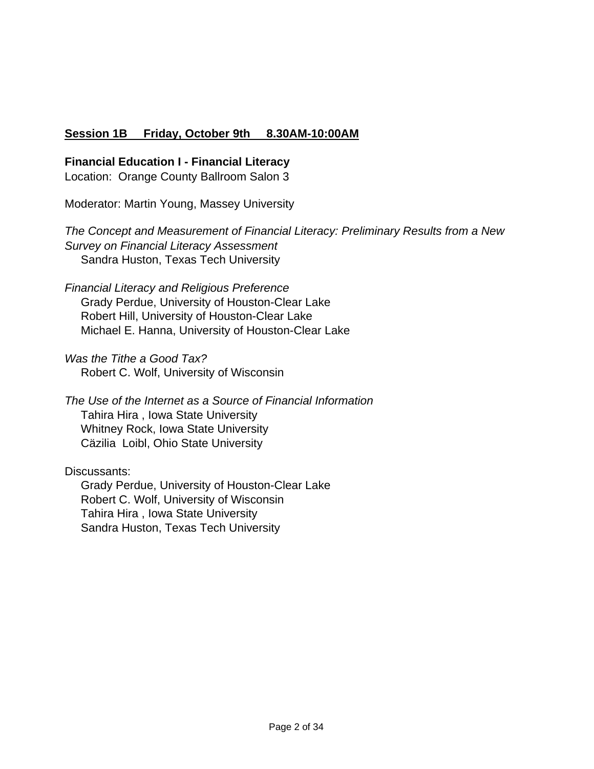**<u>Session 1B     Friday, October 9th     8.30AM-10:00AM</u>**

**Financial Education I - Financial Literacy**

Location:  Orange County Ballroom Salon 3

Moderator: Martin Young, Massey University

*The Concept and Measurement of Financial Literacy: Preliminary Results from a New Survey on Financial Literacy Assessment*

Sandra Huston, Texas Tech University

*Financial Literacy and Religious Preference*

Grady Perdue, University of Houston-Clear Lake
Robert Hill, University of Houston-Clear Lake
Michael E. Hanna, University of Houston-Clear Lake

*Was the Tithe a Good Tax?*

Robert C. Wolf, University of Wisconsin

*The Use of the Internet as a Source of Financial Information*

Tahira Hira , Iowa State University
Whitney Rock, Iowa State University
Cäzilia  Loibl, Ohio State University

Discussants:

Grady Perdue, University of Houston-Clear Lake
Robert C. Wolf, University of Wisconsin
Tahira Hira , Iowa State University
Sandra Huston, Texas Tech University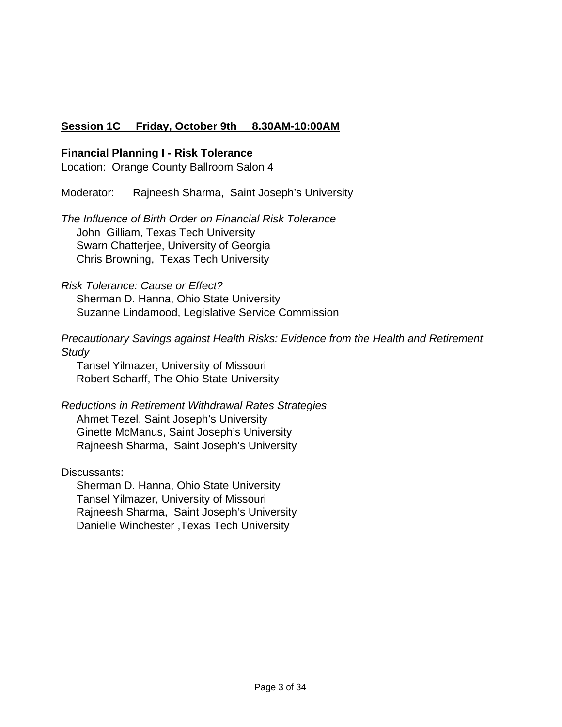**<u>Session 1C     Friday, October 9th     8.30AM-10:00AM</u>**

**Financial Planning I - Risk Tolerance**

Location:  Orange County Ballroom Salon 4

Moderator:    Rajneesh Sharma,  Saint Joseph's University

*The Influence of Birth Order on Financial Risk Tolerance*  
John  Gilliam, Texas Tech University  
Swarn Chatterjee, University of Georgia  
Chris Browning,  Texas Tech University

*Risk Tolerance: Cause or Effect?*  
Sherman D. Hanna, Ohio State University  
Suzanne Lindamood, Legislative Service Commission

*Precautionary Savings against Health Risks: Evidence from the Health and Retirement Study*  
Tansel Yilmazer, University of Missouri  
Robert Scharff, The Ohio State University

*Reductions in Retirement Withdrawal Rates Strategies*  
Ahmet Tezel, Saint Joseph's University  
Ginette McManus, Saint Joseph's University  
Rajneesh Sharma,  Saint Joseph's University

Discussants:  
Sherman D. Hanna, Ohio State University  
Tansel Yilmazer, University of Missouri  
Rajneesh Sharma,  Saint Joseph's University  
Danielle Winchester ,Texas Tech University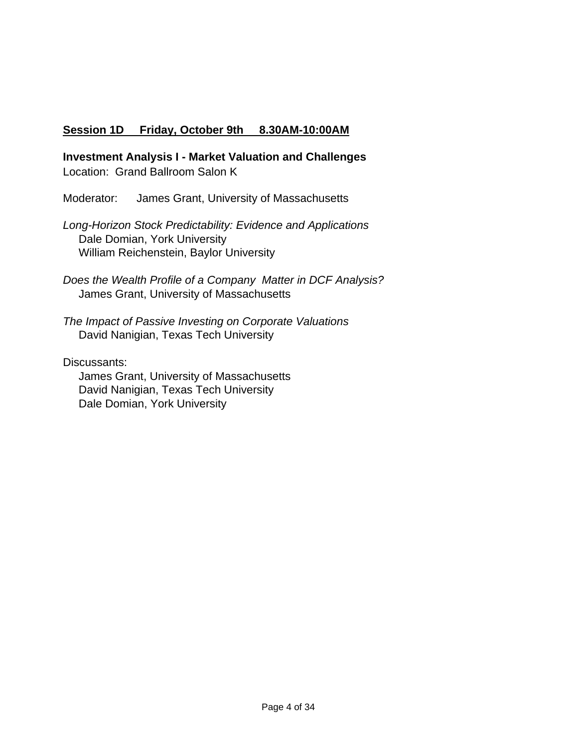## Session 1D Friday, October 9th 8.30AM-10:00AM

**Investment Analysis I - Market Valuation and Challenges**
Location: Grand Ballroom Salon K

Moderator: James Grant, University of Massachusetts

*Long-Horizon Stock Predictability: Evidence and Applications*
Dale Domian, York University
William Reichenstein, Baylor University

*Does the Wealth Profile of a Company Matter in DCF Analysis?*
James Grant, University of Massachusetts

*The Impact of Passive Investing on Corporate Valuations*
David Nanigian, Texas Tech University

Discussants:
James Grant, University of Massachusetts
David Nanigian, Texas Tech University
Dale Domian, York University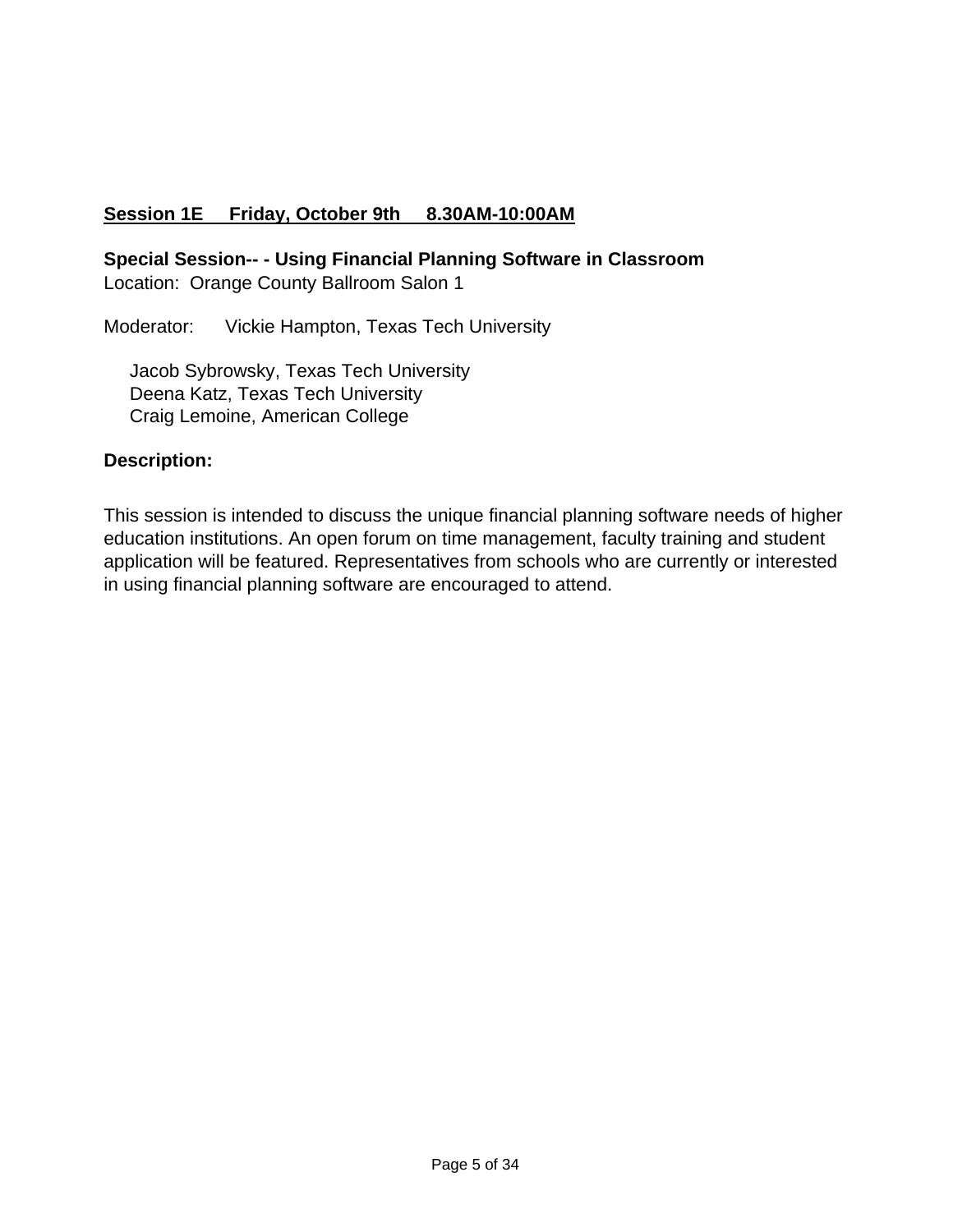**Session 1E     Friday, October 9th     8.30AM-10:00AM**

**Special Session-- - Using Financial Planning Software in Classroom**
Location:  Orange County Ballroom Salon 1

Moderator:     Vickie Hampton, Texas Tech University

Jacob Sybrowsky, Texas Tech University
Deena Katz, Texas Tech University
Craig Lemoine, American College

**Description:**

This session is intended to discuss the unique financial planning software needs of higher education institutions. An open forum on time management, faculty training and student application will be featured. Representatives from schools who are currently or interested in using financial planning software are encouraged to attend.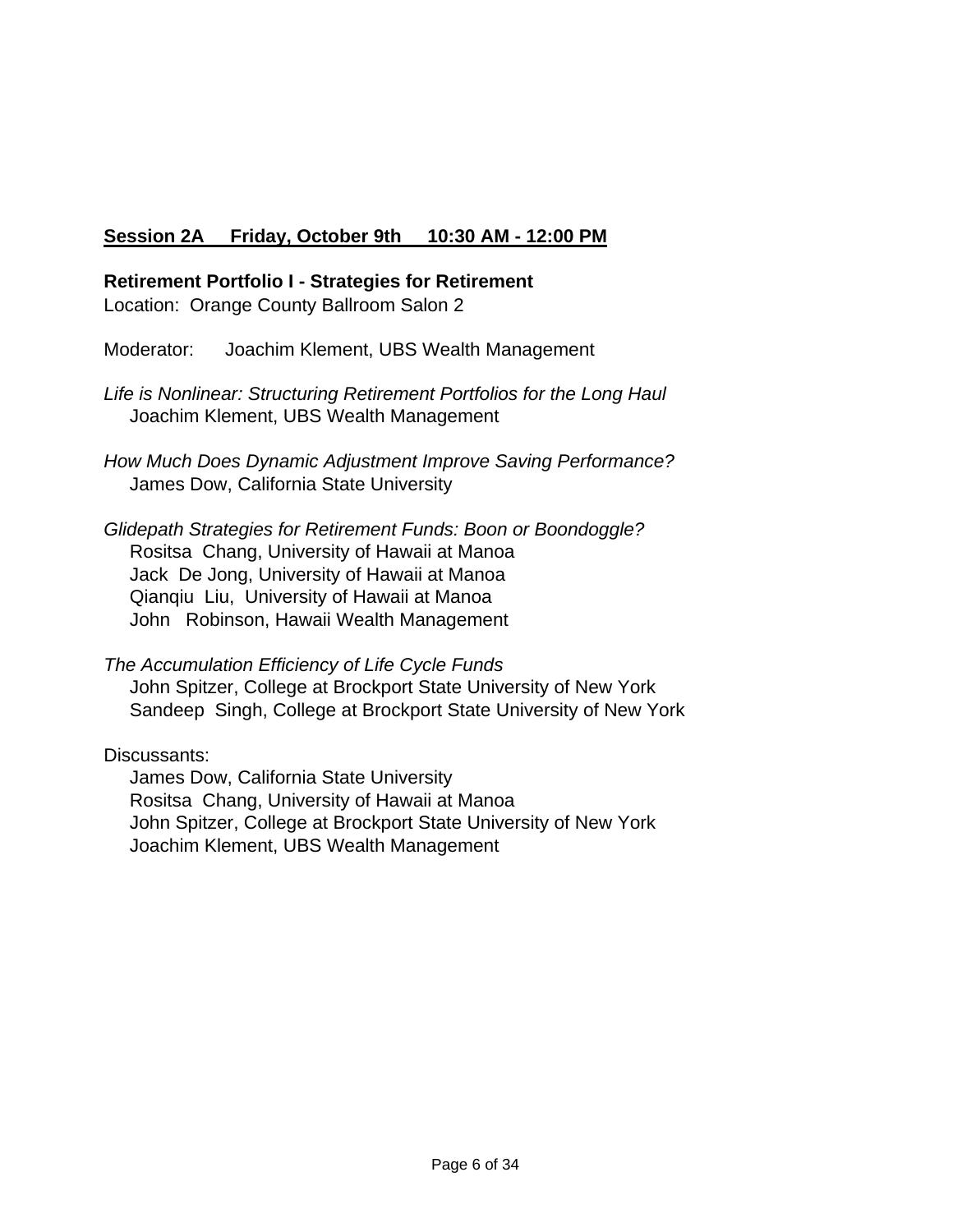**Session 2A Friday, October 9th 10:30 AM - 12:00 PM**

**Retirement Portfolio I - Strategies for Retirement**
Location: Orange County Ballroom Salon 2

Moderator: Joachim Klement, UBS Wealth Management

*Life is Nonlinear: Structuring Retirement Portfolios for the Long Haul*
Joachim Klement, UBS Wealth Management

*How Much Does Dynamic Adjustment Improve Saving Performance?*
James Dow, California State University

*Glidepath Strategies for Retirement Funds: Boon or Boondoggle?*
Rositsa Chang, University of Hawaii at Manoa
Jack De Jong, University of Hawaii at Manoa
Qianqiu Liu, University of Hawaii at Manoa
John Robinson, Hawaii Wealth Management

*The Accumulation Efficiency of Life Cycle Funds*
John Spitzer, College at Brockport State University of New York
Sandeep Singh, College at Brockport State University of New York

Discussants:
James Dow, California State University
Rositsa Chang, University of Hawaii at Manoa
John Spitzer, College at Brockport State University of New York
Joachim Klement, UBS Wealth Management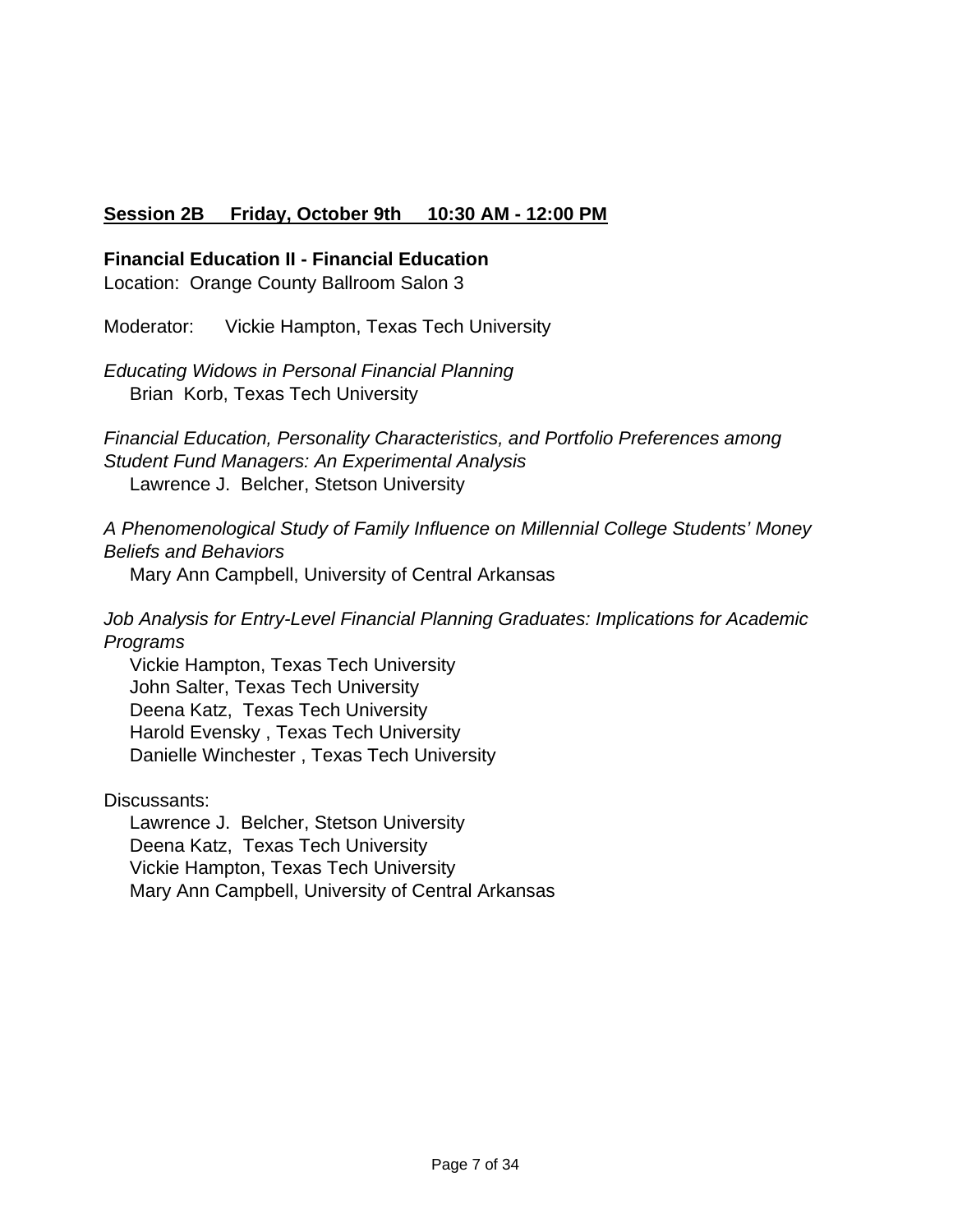**Session 2B Friday, October 9th 10:30 AM - 12:00 PM**

**Financial Education II - Financial Education**

Location: Orange County Ballroom Salon 3

Moderator: Vickie Hampton, Texas Tech University

*Educating Widows in Personal Financial Planning*

Brian Korb, Texas Tech University

*Financial Education, Personality Characteristics, and Portfolio Preferences among Student Fund Managers: An Experimental Analysis*

Lawrence J. Belcher, Stetson University

*A Phenomenological Study of Family Influence on Millennial College Students' Money Beliefs and Behaviors*

Mary Ann Campbell, University of Central Arkansas

*Job Analysis for Entry-Level Financial Planning Graduates: Implications for Academic Programs*

Vickie Hampton, Texas Tech University
John Salter, Texas Tech University
Deena Katz, Texas Tech University
Harold Evensky , Texas Tech University
Danielle Winchester , Texas Tech University

Discussants:

Lawrence J. Belcher, Stetson University
Deena Katz, Texas Tech University
Vickie Hampton, Texas Tech University
Mary Ann Campbell, University of Central Arkansas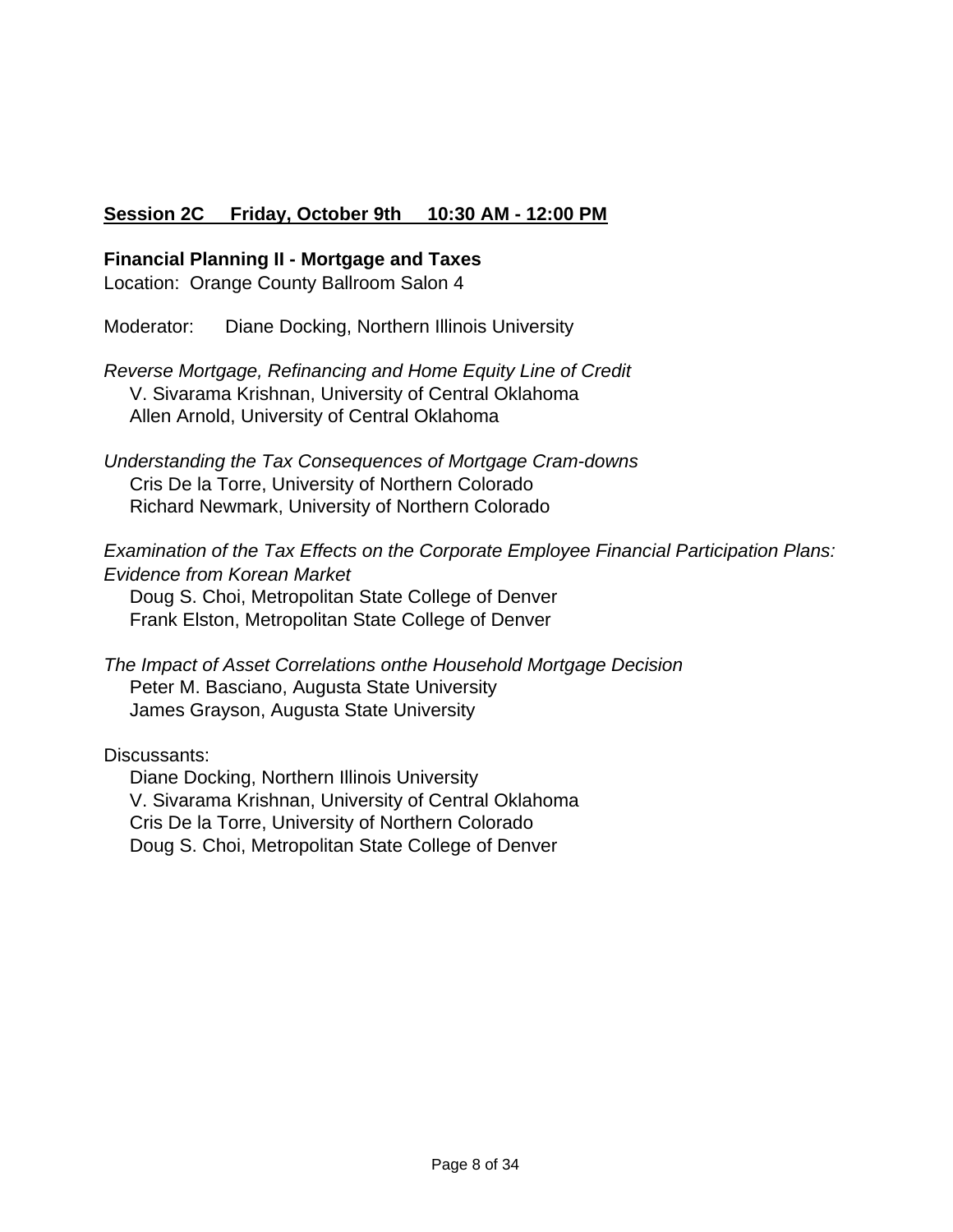**Session 2C     Friday, October 9th     10:30 AM - 12:00 PM**

**Financial Planning II - Mortgage and Taxes**
Location: Orange County Ballroom Salon 4

Moderator: Diane Docking, Northern Illinois University

*Reverse Mortgage, Refinancing and Home Equity Line of Credit*
V. Sivarama Krishnan, University of Central Oklahoma
Allen Arnold, University of Central Oklahoma

*Understanding the Tax Consequences of Mortgage Cram-downs*
Cris De la Torre, University of Northern Colorado
Richard Newmark, University of Northern Colorado

*Examination of the Tax Effects on the Corporate Employee Financial Participation Plans: Evidence from Korean Market*
Doug S. Choi, Metropolitan State College of Denver
Frank Elston, Metropolitan State College of Denver

*The Impact of Asset Correlations onthe Household Mortgage Decision*
Peter M. Basciano, Augusta State University
James Grayson, Augusta State University

Discussants:
Diane Docking, Northern Illinois University
V. Sivarama Krishnan, University of Central Oklahoma
Cris De la Torre, University of Northern Colorado
Doug S. Choi, Metropolitan State College of Denver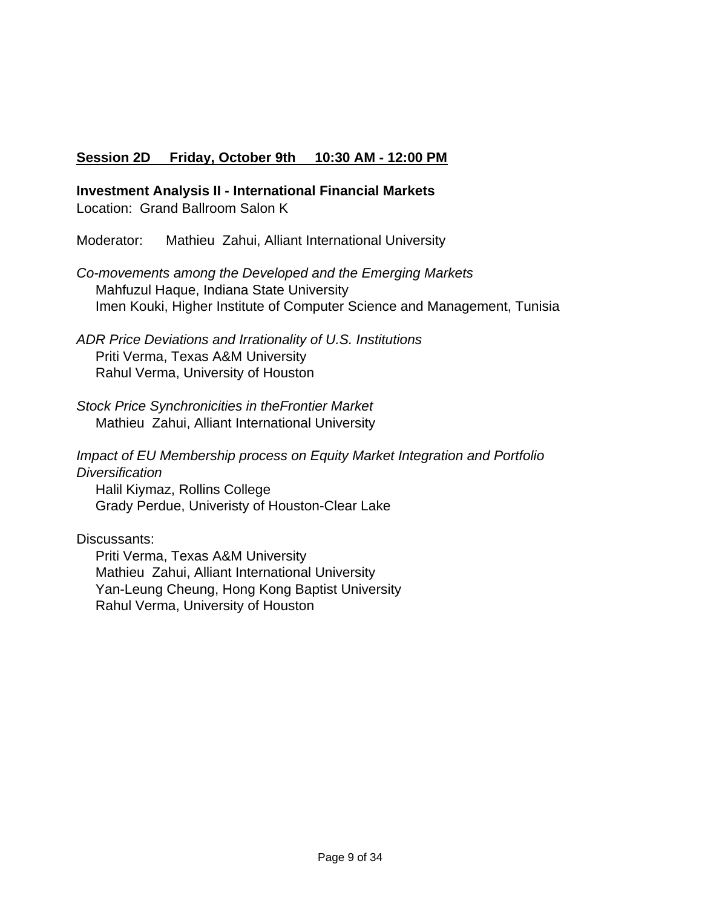**Session 2D     Friday, October 9th     10:30 AM - 12:00 PM**

**Investment Analysis II - International Financial Markets**
Location: Grand Ballroom Salon K

Moderator: Mathieu Zahui, Alliant International University

*Co-movements among the Developed and the Emerging Markets*
Mahfuzul Haque, Indiana State University
Imen Kouki, Higher Institute of Computer Science and Management, Tunisia

*ADR Price Deviations and Irrationality of U.S. Institutions*
Priti Verma, Texas A&M University
Rahul Verma, University of Houston

*Stock Price Synchronicities in theFrontier Market*
Mathieu Zahui, Alliant International University

*Impact of EU Membership process on Equity Market Integration and Portfolio Diversification*
Halil Kiymaz, Rollins College
Grady Perdue, Univeristy of Houston-Clear Lake

Discussants:
Priti Verma, Texas A&M University
Mathieu Zahui, Alliant International University
Yan-Leung Cheung, Hong Kong Baptist University
Rahul Verma, University of Houston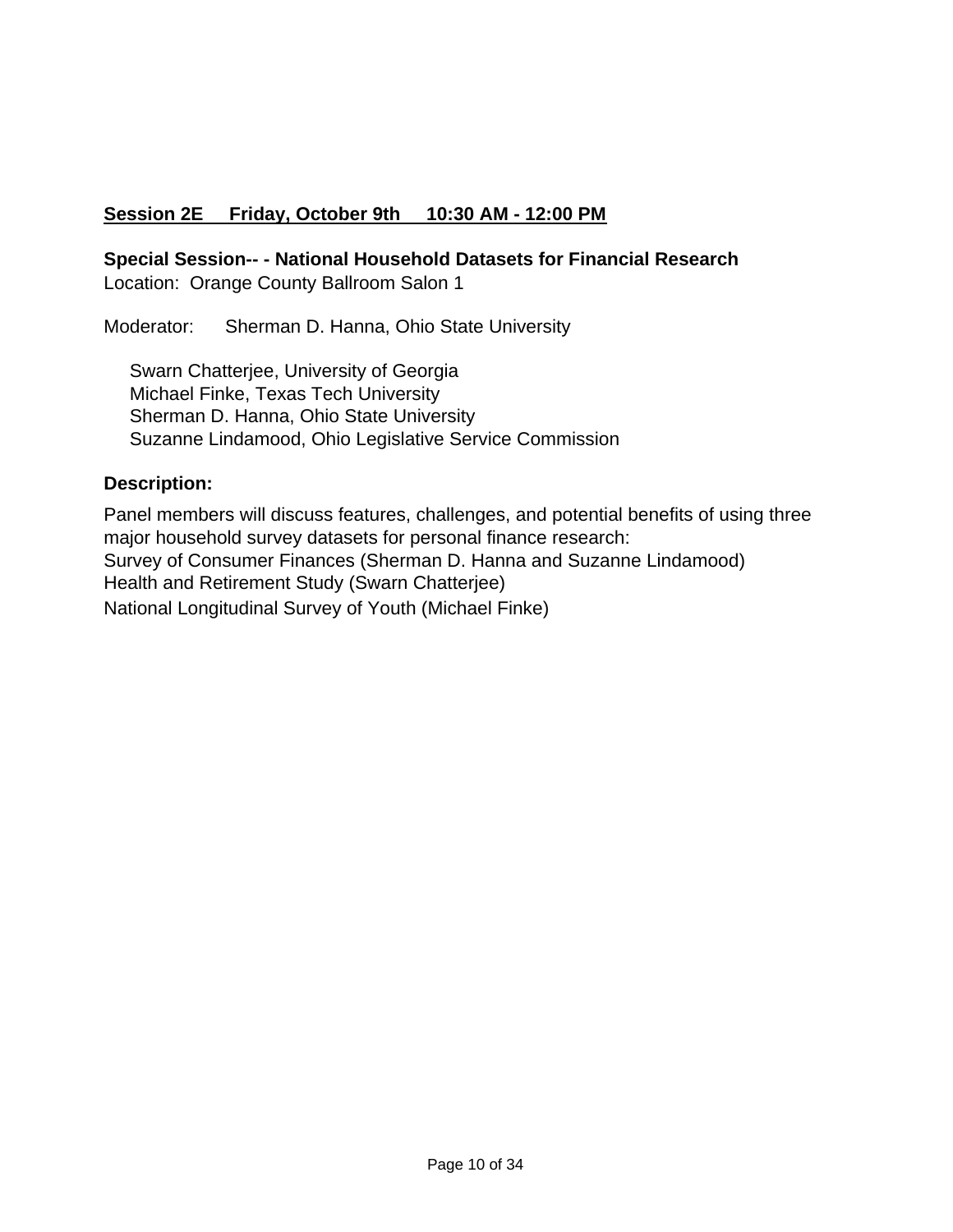## Session 2E Friday, October 9th 10:30 AM - 12:00 PM

**Special Session-- - National Household Datasets for Financial Research**

Location: Orange County Ballroom Salon 1

Moderator: Sherman D. Hanna, Ohio State University

Swarn Chatterjee, University of Georgia
Michael Finke, Texas Tech University
Sherman D. Hanna, Ohio State University
Suzanne Lindamood, Ohio Legislative Service Commission

### Description:

Panel members will discuss features, challenges, and potential benefits of using three major household survey datasets for personal finance research:
Survey of Consumer Finances (Sherman D. Hanna and Suzanne Lindamood)
Health and Retirement Study (Swarn Chatterjee)
National Longitudinal Survey of Youth (Michael Finke)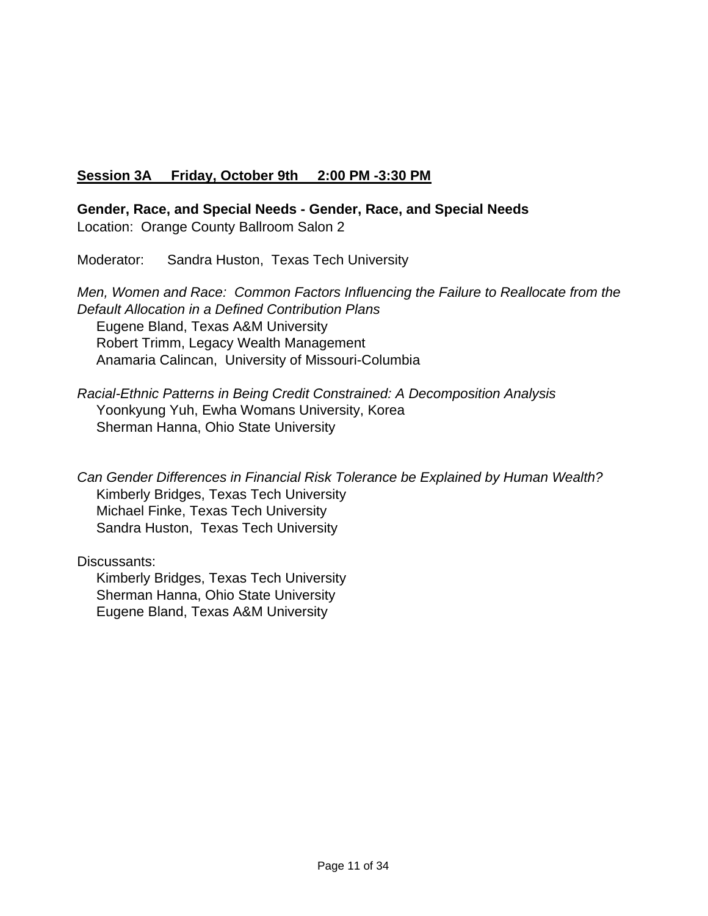## Session 3A     Friday, October 9th     2:00 PM -3:30 PM

**Gender, Race, and Special Needs - Gender, Race, and Special Needs**
Location: Orange County Ballroom Salon 2

Moderator: Sandra Huston, Texas Tech University

*Men, Women and Race: Common Factors Influencing the Failure to Reallocate from the Default Allocation in a Defined Contribution Plans*
Eugene Bland, Texas A&M University
Robert Trimm, Legacy Wealth Management
Anamaria Calincan, University of Missouri-Columbia

*Racial-Ethnic Patterns in Being Credit Constrained: A Decomposition Analysis*
Yoonkyung Yuh, Ewha Womans University, Korea
Sherman Hanna, Ohio State University

*Can Gender Differences in Financial Risk Tolerance be Explained by Human Wealth?*
Kimberly Bridges, Texas Tech University
Michael Finke, Texas Tech University
Sandra Huston, Texas Tech University

Discussants:
Kimberly Bridges, Texas Tech University
Sherman Hanna, Ohio State University
Eugene Bland, Texas A&M University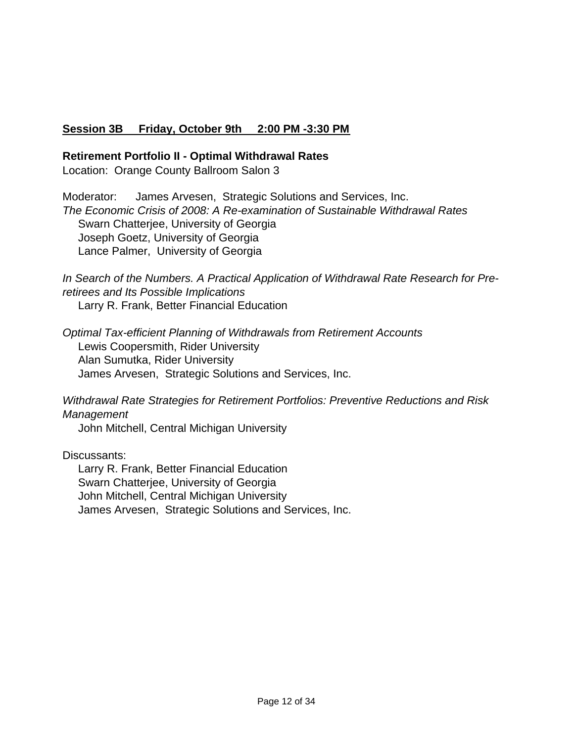**<u>Session 3B Friday, October 9th 2:00 PM -3:30 PM</u>**

**Retirement Portfolio II - Optimal Withdrawal Rates**

Location: Orange County Ballroom Salon 3

Moderator: James Arvesen, Strategic Solutions and Services, Inc.

*The Economic Crisis of 2008: A Re-examination of Sustainable Withdrawal Rates*

Swarn Chatterjee, University of Georgia
Joseph Goetz, University of Georgia
Lance Palmer, University of Georgia

*In Search of the Numbers. A Practical Application of Withdrawal Rate Research for Pre-retirees and Its Possible Implications*

Larry R. Frank, Better Financial Education

*Optimal Tax-efficient Planning of Withdrawals from Retirement Accounts*

Lewis Coopersmith, Rider University
Alan Sumutka, Rider University
James Arvesen, Strategic Solutions and Services, Inc.

*Withdrawal Rate Strategies for Retirement Portfolios: Preventive Reductions and Risk Management*

John Mitchell, Central Michigan University

Discussants:

Larry R. Frank, Better Financial Education
Swarn Chatterjee, University of Georgia
John Mitchell, Central Michigan University
James Arvesen, Strategic Solutions and Services, Inc.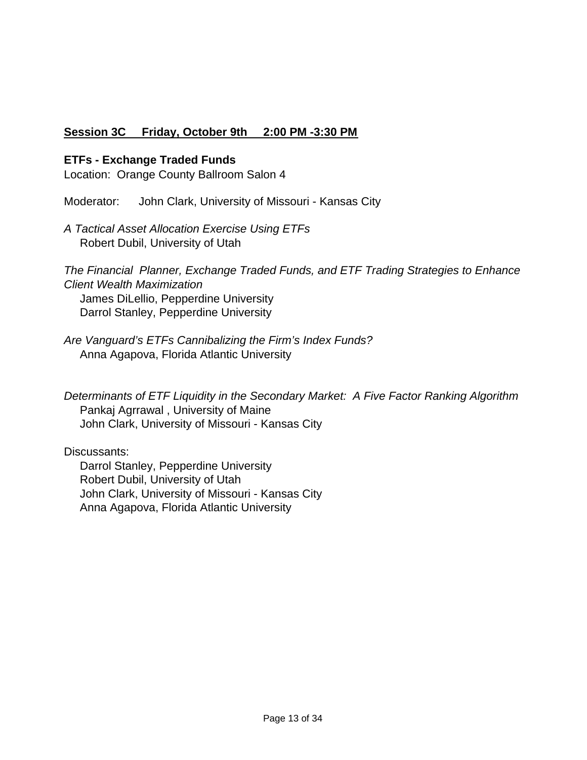**Session 3C Friday, October 9th 2:00 PM -3:30 PM**

**ETFs - Exchange Traded Funds**
Location: Orange County Ballroom Salon 4

Moderator: John Clark, University of Missouri - Kansas City

*A Tactical Asset Allocation Exercise Using ETFs*
Robert Dubil, University of Utah

*The Financial Planner, Exchange Traded Funds, and ETF Trading Strategies to Enhance Client Wealth Maximization*
James DiLellio, Pepperdine University
Darrol Stanley, Pepperdine University

*Are Vanguard's ETFs Cannibalizing the Firm's Index Funds?*
Anna Agapova, Florida Atlantic University

*Determinants of ETF Liquidity in the Secondary Market: A Five Factor Ranking Algorithm*
Pankaj Agrrawal , University of Maine
John Clark, University of Missouri - Kansas City

Discussants:
Darrol Stanley, Pepperdine University
Robert Dubil, University of Utah
John Clark, University of Missouri - Kansas City
Anna Agapova, Florida Atlantic University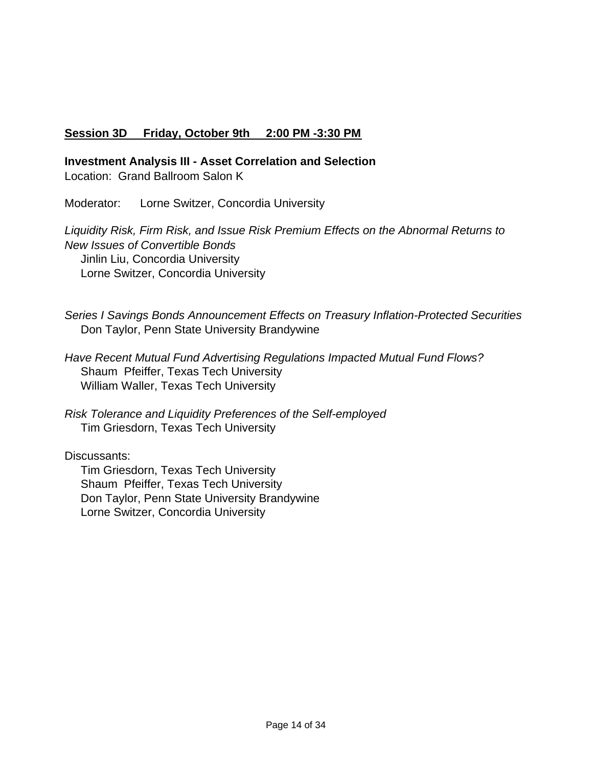**Session 3D Friday, October 9th 2:00 PM -3:30 PM**

**Investment Analysis III - Asset Correlation and Selection**
Location: Grand Ballroom Salon K

Moderator: Lorne Switzer, Concordia University

*Liquidity Risk, Firm Risk, and Issue Risk Premium Effects on the Abnormal Returns to New Issues of Convertible Bonds*
Jinlin Liu, Concordia University
Lorne Switzer, Concordia University

*Series I Savings Bonds Announcement Effects on Treasury Inflation-Protected Securities*
Don Taylor, Penn State University Brandywine

*Have Recent Mutual Fund Advertising Regulations Impacted Mutual Fund Flows?*
Shaum Pfeiffer, Texas Tech University
William Waller, Texas Tech University

*Risk Tolerance and Liquidity Preferences of the Self-employed*
Tim Griesdorn, Texas Tech University

Discussants:
Tim Griesdorn, Texas Tech University
Shaum Pfeiffer, Texas Tech University
Don Taylor, Penn State University Brandywine
Lorne Switzer, Concordia University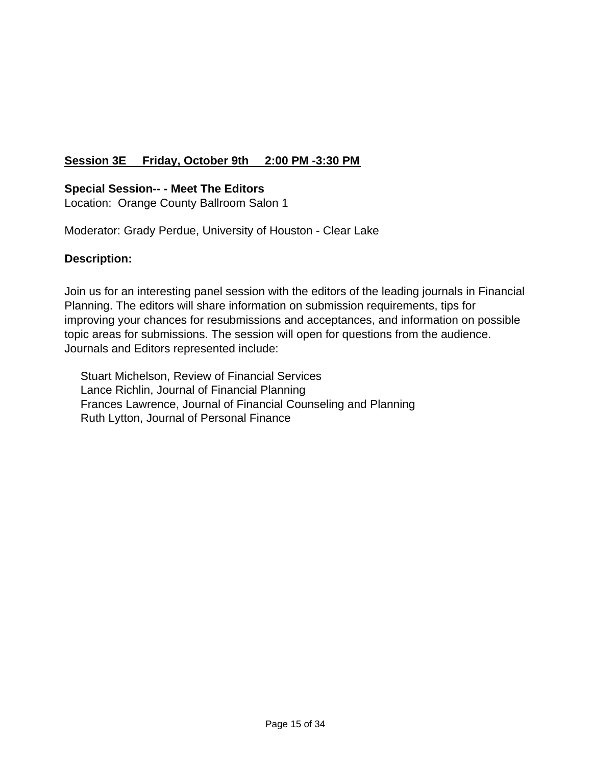**Session 3E     Friday, October 9th     2:00 PM -3:30 PM**

**Special Session-- - Meet The Editors**
Location:  Orange County Ballroom Salon 1

Moderator: Grady Perdue, University of Houston - Clear Lake

**Description:**

Join us for an interesting panel session with the editors of the leading journals in Financial Planning. The editors will share information on submission requirements, tips for improving your chances for resubmissions and acceptances, and information on possible topic areas for submissions. The session will open for questions from the audience. Journals and Editors represented include:

Stuart Michelson, Review of Financial Services
Lance Richlin, Journal of Financial Planning
Frances Lawrence, Journal of Financial Counseling and Planning
Ruth Lytton, Journal of Personal Finance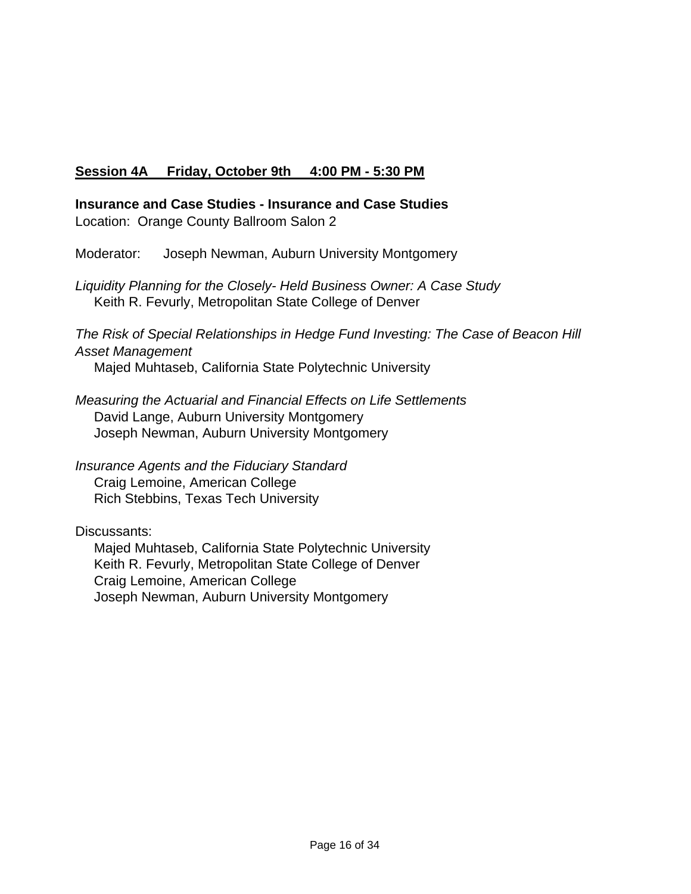**<u>Session 4A     Friday, October 9th     4:00 PM - 5:30 PM</u>**

**Insurance and Case Studies - Insurance and Case Studies**
Location:  Orange County Ballroom Salon 2

Moderator:    Joseph Newman, Auburn University Montgomery

*Liquidity Planning for the Closely- Held Business Owner: A Case Study*
Keith R. Fevurly, Metropolitan State College of Denver

*The Risk of Special Relationships in Hedge Fund Investing: The Case of Beacon Hill Asset Management*
Majed Muhtaseb, California State Polytechnic University

*Measuring the Actuarial and Financial Effects on Life Settlements*
David Lange, Auburn University Montgomery
Joseph Newman, Auburn University Montgomery

*Insurance Agents and the Fiduciary Standard*
Craig Lemoine, American College
Rich Stebbins, Texas Tech University

Discussants:
Majed Muhtaseb, California State Polytechnic University
Keith R. Fevurly, Metropolitan State College of Denver
Craig Lemoine, American College
Joseph Newman, Auburn University Montgomery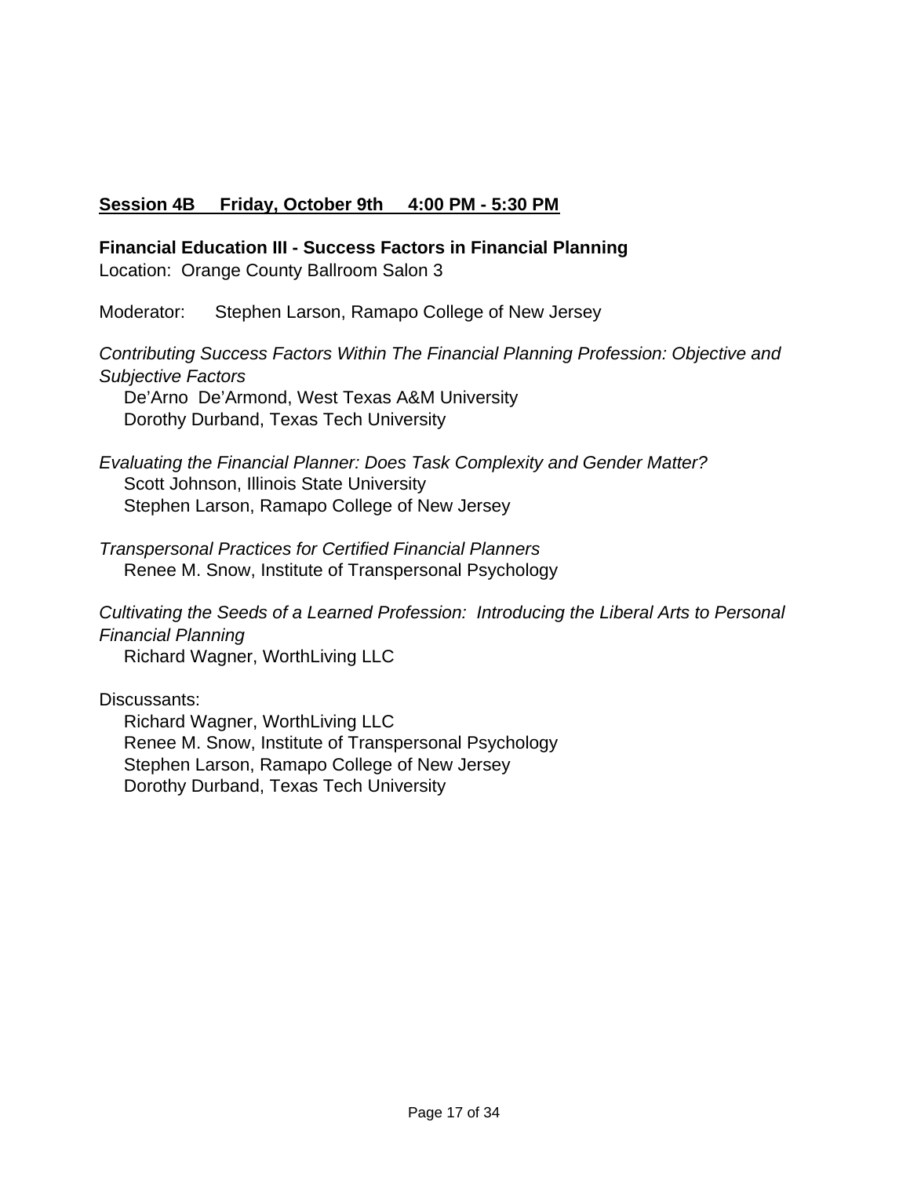**Session 4B Friday, October 9th 4:00 PM - 5:30 PM**

**Financial Education III - Success Factors in Financial Planning**
Location: Orange County Ballroom Salon 3

Moderator: Stephen Larson, Ramapo College of New Jersey

*Contributing Success Factors Within The Financial Planning Profession: Objective and Subjective Factors*
De'Arno De'Armond, West Texas A&M University
Dorothy Durband, Texas Tech University

*Evaluating the Financial Planner: Does Task Complexity and Gender Matter?*
Scott Johnson, Illinois State University
Stephen Larson, Ramapo College of New Jersey

*Transpersonal Practices for Certified Financial Planners*
Renee M. Snow, Institute of Transpersonal Psychology

*Cultivating the Seeds of a Learned Profession: Introducing the Liberal Arts to Personal Financial Planning*
Richard Wagner, WorthLiving LLC

Discussants:
Richard Wagner, WorthLiving LLC
Renee M. Snow, Institute of Transpersonal Psychology
Stephen Larson, Ramapo College of New Jersey
Dorothy Durband, Texas Tech University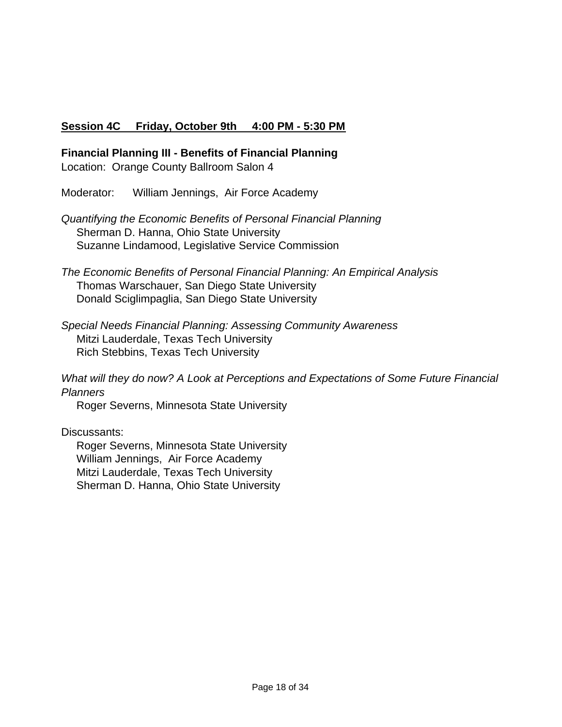**Session 4C     Friday, October 9th     4:00 PM - 5:30 PM**

**Financial Planning III - Benefits of Financial Planning**

Location: Orange County Ballroom Salon 4

Moderator: William Jennings, Air Force Academy

*Quantifying the Economic Benefits of Personal Financial Planning*

Sherman D. Hanna, Ohio State University
Suzanne Lindamood, Legislative Service Commission

*The Economic Benefits of Personal Financial Planning: An Empirical Analysis*

Thomas Warschauer, San Diego State University
Donald Sciglimpaglia, San Diego State University

*Special Needs Financial Planning: Assessing Community Awareness*

Mitzi Lauderdale, Texas Tech University
Rich Stebbins, Texas Tech University

*What will they do now? A Look at Perceptions and Expectations of Some Future Financial Planners*

Roger Severns, Minnesota State University

Discussants:

Roger Severns, Minnesota State University
William Jennings, Air Force Academy
Mitzi Lauderdale, Texas Tech University
Sherman D. Hanna, Ohio State University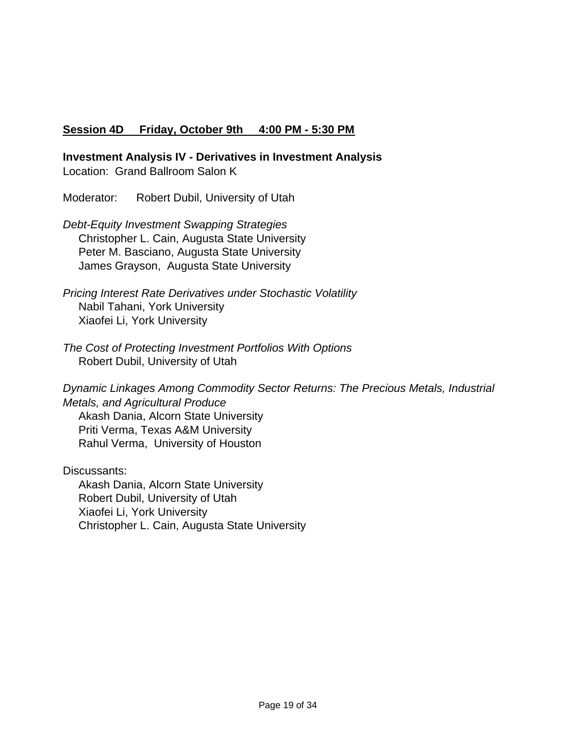**Session 4D Friday, October 9th 4:00 PM - 5:30 PM**

**Investment Analysis IV - Derivatives in Investment Analysis**

Location: Grand Ballroom Salon K

Moderator: Robert Dubil, University of Utah

*Debt-Equity Investment Swapping Strategies*
Christopher L. Cain, Augusta State University
Peter M. Basciano, Augusta State University
James Grayson, Augusta State University

*Pricing Interest Rate Derivatives under Stochastic Volatility*
Nabil Tahani, York University
Xiaofei Li, York University

*The Cost of Protecting Investment Portfolios With Options*
Robert Dubil, University of Utah

*Dynamic Linkages Among Commodity Sector Returns: The Precious Metals, Industrial Metals, and Agricultural Produce*
Akash Dania, Alcorn State University
Priti Verma, Texas A&M University
Rahul Verma, University of Houston

Discussants:
Akash Dania, Alcorn State University
Robert Dubil, University of Utah
Xiaofei Li, York University
Christopher L. Cain, Augusta State University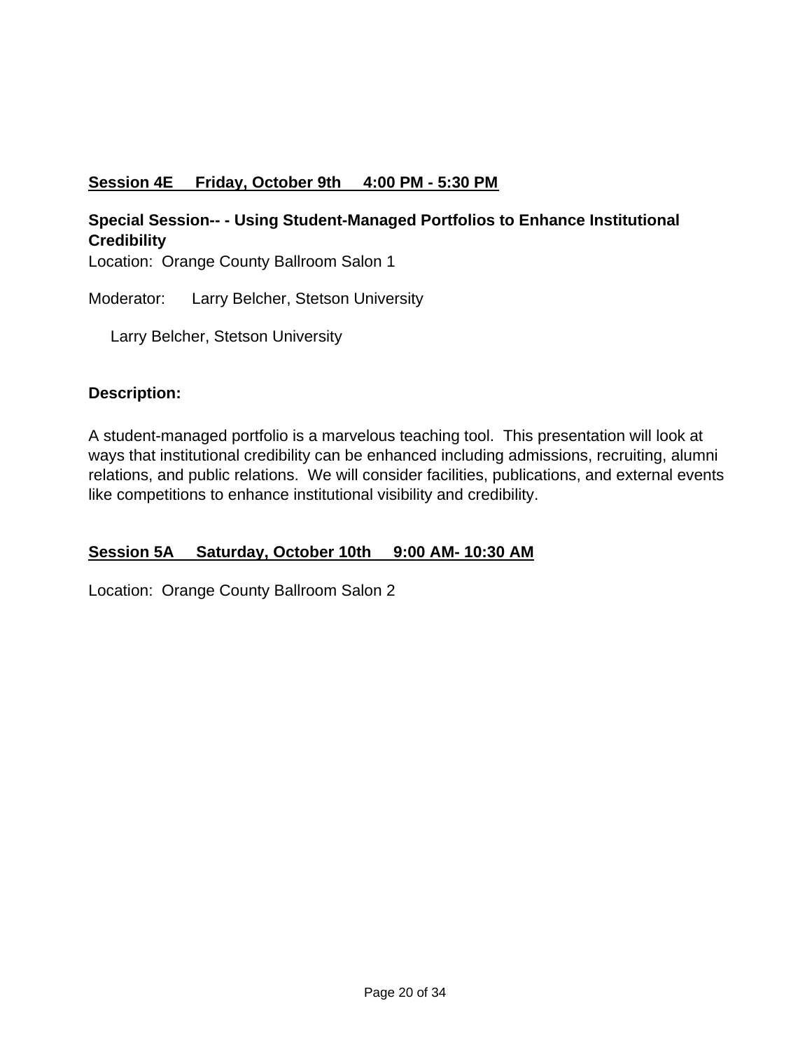**<u>Session 4E     Friday, October 9th     4:00 PM - 5:30 PM</u>**

**Special Session-- - Using Student-Managed Portfolios to Enhance Institutional Credibility**

Location:  Orange County Ballroom Salon 1

Moderator:      Larry Belcher, Stetson University

Larry Belcher, Stetson University

**Description:**

A student-managed portfolio is a marvelous teaching tool.  This presentation will look at ways that institutional credibility can be enhanced including admissions, recruiting, alumni relations, and public relations.  We will consider facilities, publications, and external events like competitions to enhance institutional visibility and credibility.

**<u>Session 5A     Saturday, October 10th     9:00 AM- 10:30 AM</u>**

Location:  Orange County Ballroom Salon 2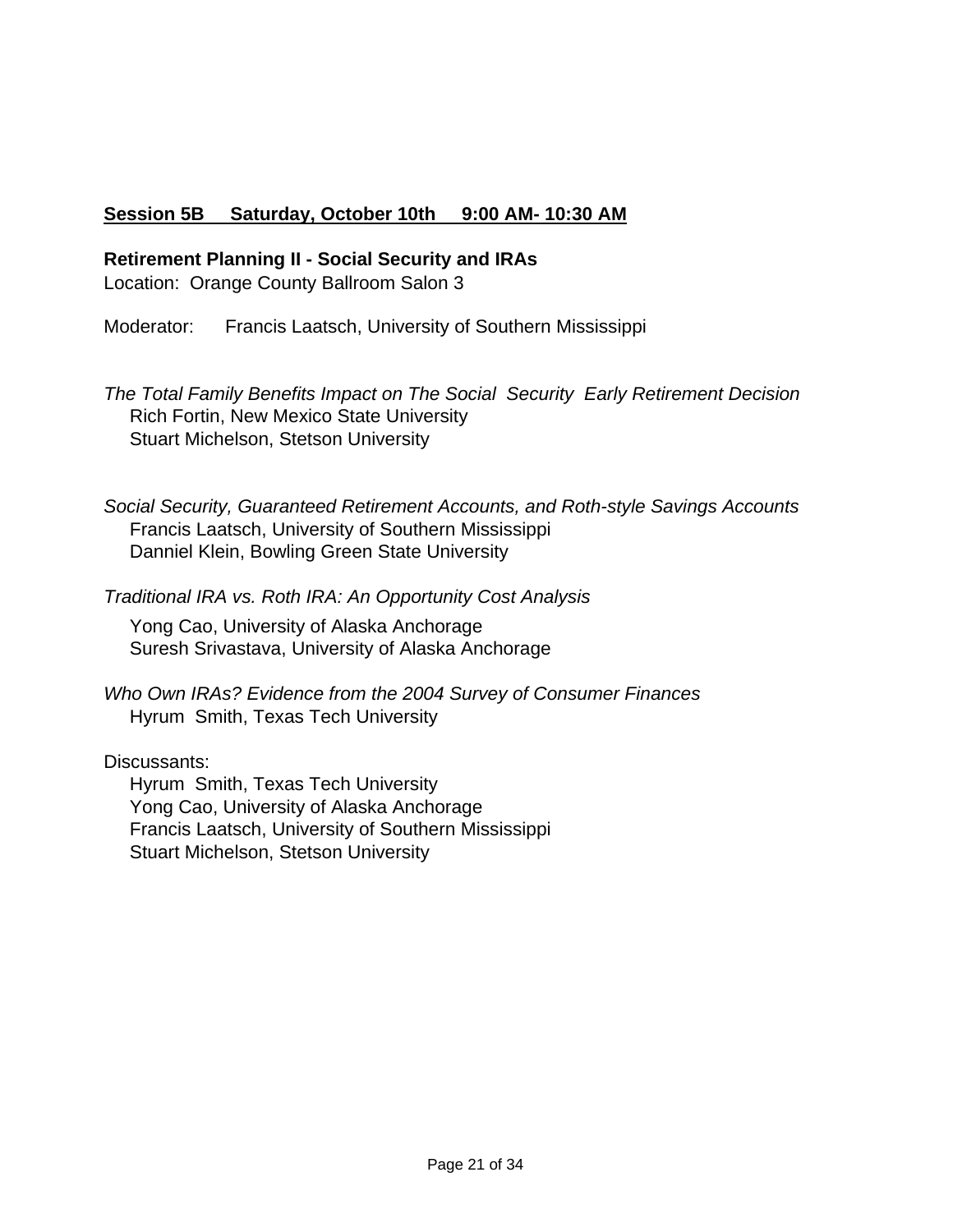**Session 5B     Saturday, October 10th     9:00 AM- 10:30 AM**

**Retirement Planning II - Social Security and IRAs**
Location:  Orange County Ballroom Salon 3

Moderator:      Francis Laatsch, University of Southern Mississippi

*The Total Family Benefits Impact on The Social  Security  Early Retirement Decision*
Rich Fortin, New Mexico State University
Stuart Michelson, Stetson University

*Social Security, Guaranteed Retirement Accounts, and Roth-style Savings Accounts*
Francis Laatsch, University of Southern Mississippi
Danniel Klein, Bowling Green State University

*Traditional IRA vs. Roth IRA: An Opportunity Cost Analysis*
Yong Cao, University of Alaska Anchorage
Suresh Srivastava, University of Alaska Anchorage

*Who Own IRAs? Evidence from the 2004 Survey of Consumer Finances*
Hyrum  Smith, Texas Tech University

Discussants:
Hyrum  Smith, Texas Tech University
Yong Cao, University of Alaska Anchorage
Francis Laatsch, University of Southern Mississippi
Stuart Michelson, Stetson University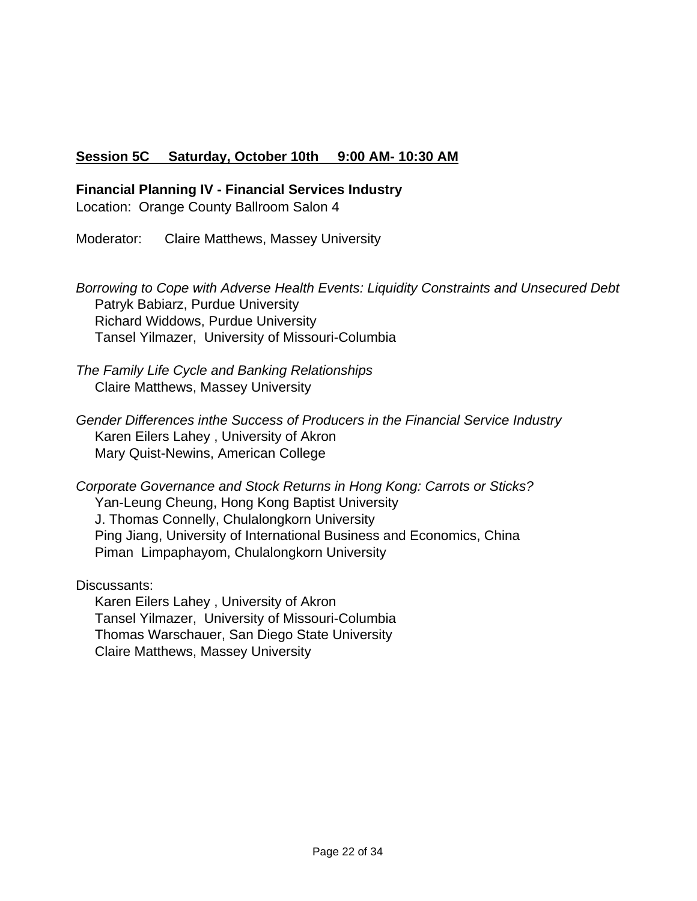**Session 5C Saturday, October 10th 9:00 AM- 10:30 AM**

**Financial Planning IV - Financial Services Industry**
Location: Orange County Ballroom Salon 4

Moderator: Claire Matthews, Massey University

*Borrowing to Cope with Adverse Health Events: Liquidity Constraints and Unsecured Debt*
Patryk Babiarz, Purdue University
Richard Widdows, Purdue University
Tansel Yilmazer, University of Missouri-Columbia

*The Family Life Cycle and Banking Relationships*
Claire Matthews, Massey University

*Gender Differences inthe Success of Producers in the Financial Service Industry*
Karen Eilers Lahey , University of Akron
Mary Quist-Newins, American College

*Corporate Governance and Stock Returns in Hong Kong: Carrots or Sticks?*
Yan-Leung Cheung, Hong Kong Baptist University
J. Thomas Connelly, Chulalongkorn University
Ping Jiang, University of International Business and Economics, China
Piman Limpaphayom, Chulalongkorn University

Discussants:
Karen Eilers Lahey , University of Akron
Tansel Yilmazer, University of Missouri-Columbia
Thomas Warschauer, San Diego State University
Claire Matthews, Massey University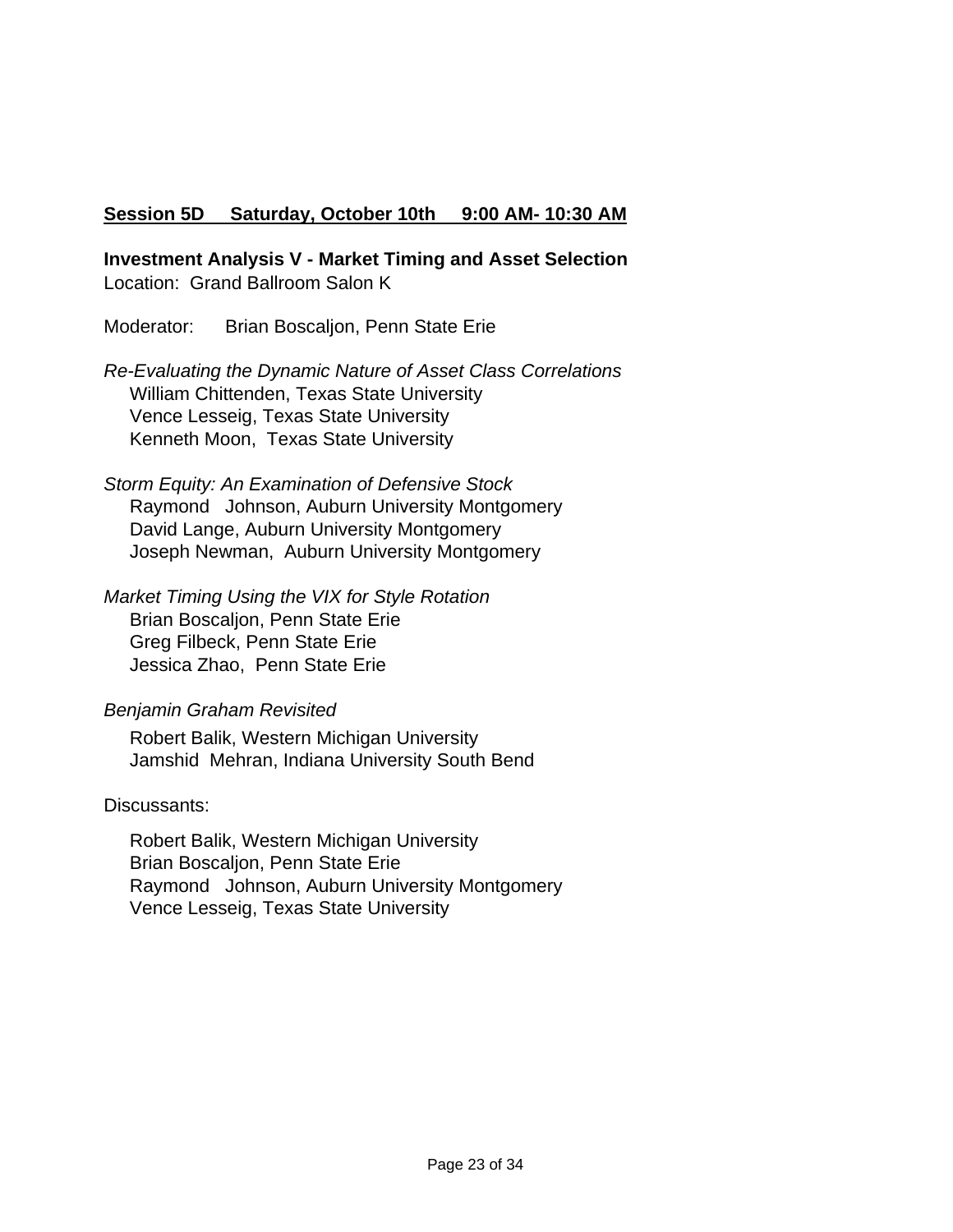**Session 5D Saturday, October 10th 9:00 AM- 10:30 AM**

**Investment Analysis V - Market Timing and Asset Selection**
Location: Grand Ballroom Salon K

Moderator: Brian Boscaljon, Penn State Erie

*Re-Evaluating the Dynamic Nature of Asset Class Correlations*
William Chittenden, Texas State University
Vence Lesseig, Texas State University
Kenneth Moon, Texas State University

*Storm Equity: An Examination of Defensive Stock*
Raymond Johnson, Auburn University Montgomery
David Lange, Auburn University Montgomery
Joseph Newman, Auburn University Montgomery

*Market Timing Using the VIX for Style Rotation*
Brian Boscaljon, Penn State Erie
Greg Filbeck, Penn State Erie
Jessica Zhao, Penn State Erie

*Benjamin Graham Revisited*
Robert Balik, Western Michigan University
Jamshid Mehran, Indiana University South Bend

Discussants:

Robert Balik, Western Michigan University
Brian Boscaljon, Penn State Erie
Raymond Johnson, Auburn University Montgomery
Vence Lesseig, Texas State University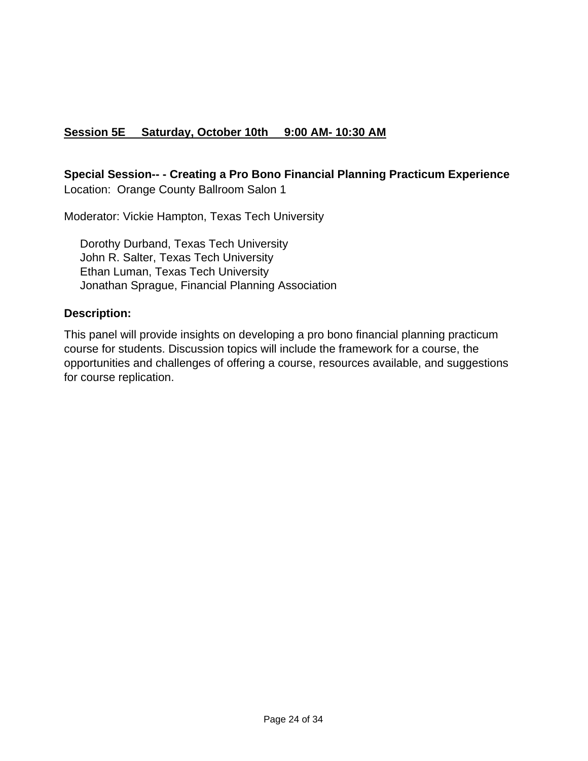## Session 5E     Saturday, October 10th     9:00 AM- 10:30 AM

**Special Session-- - Creating a Pro Bono Financial Planning Practicum Experience**
Location:  Orange County Ballroom Salon 1

Moderator: Vickie Hampton, Texas Tech University

Dorothy Durband, Texas Tech University
John R. Salter, Texas Tech University
Ethan Luman, Texas Tech University
Jonathan Sprague, Financial Planning Association

**Description:**

This panel will provide insights on developing a pro bono financial planning practicum course for students. Discussion topics will include the framework for a course, the opportunities and challenges of offering a course, resources available, and suggestions for course replication.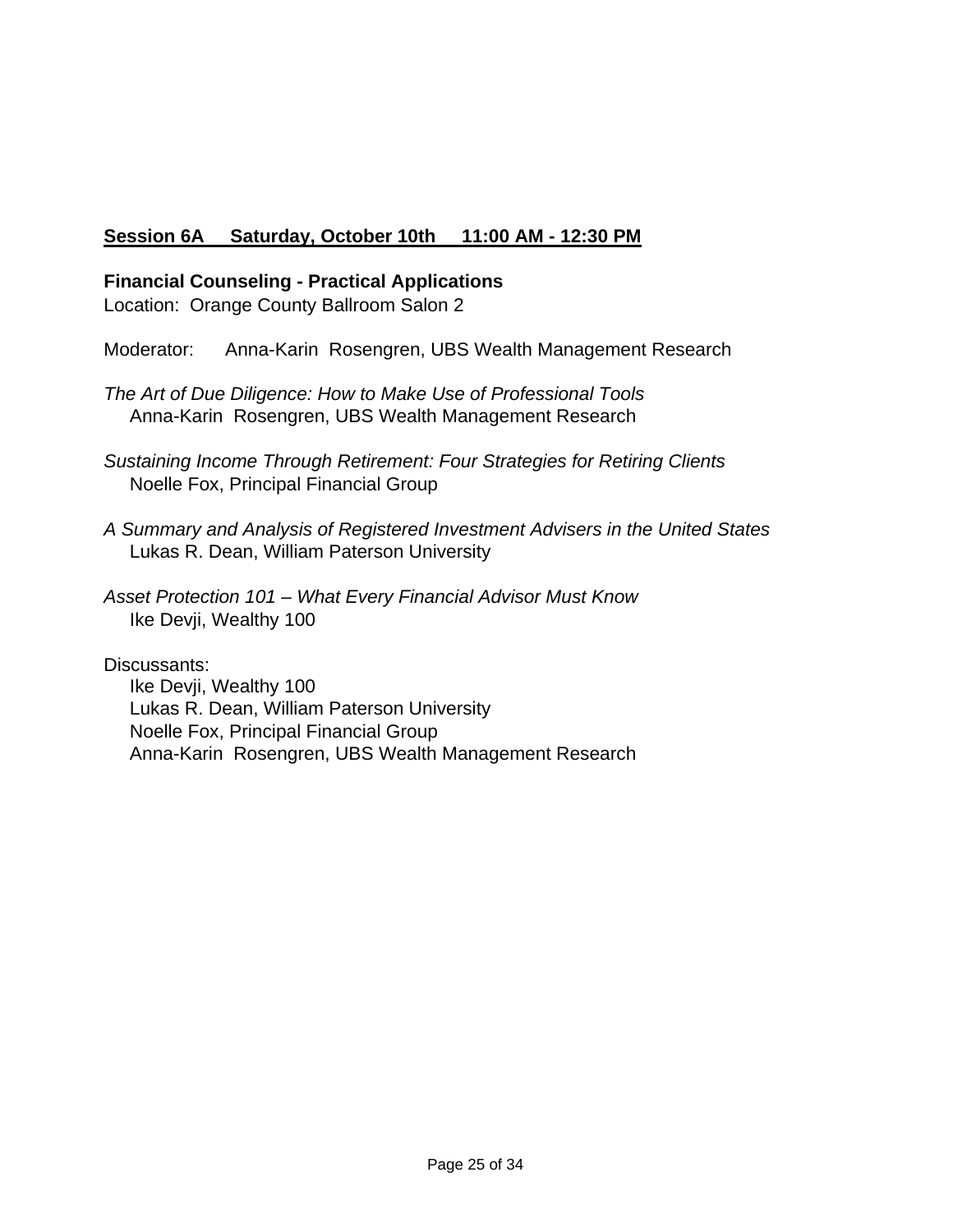**Session 6A Saturday, October 10th 11:00 AM - 12:30 PM**

**Financial Counseling - Practical Applications**

Location: Orange County Ballroom Salon 2

Moderator: Anna-Karin Rosengren, UBS Wealth Management Research

*The Art of Due Diligence: How to Make Use of Professional Tools*
Anna-Karin Rosengren, UBS Wealth Management Research

*Sustaining Income Through Retirement: Four Strategies for Retiring Clients*
Noelle Fox, Principal Financial Group

*A Summary and Analysis of Registered Investment Advisers in the United States*
Lukas R. Dean, William Paterson University

*Asset Protection 101 – What Every Financial Advisor Must Know*
Ike Devji, Wealthy 100

Discussants:
Ike Devji, Wealthy 100
Lukas R. Dean, William Paterson University
Noelle Fox, Principal Financial Group
Anna-Karin Rosengren, UBS Wealth Management Research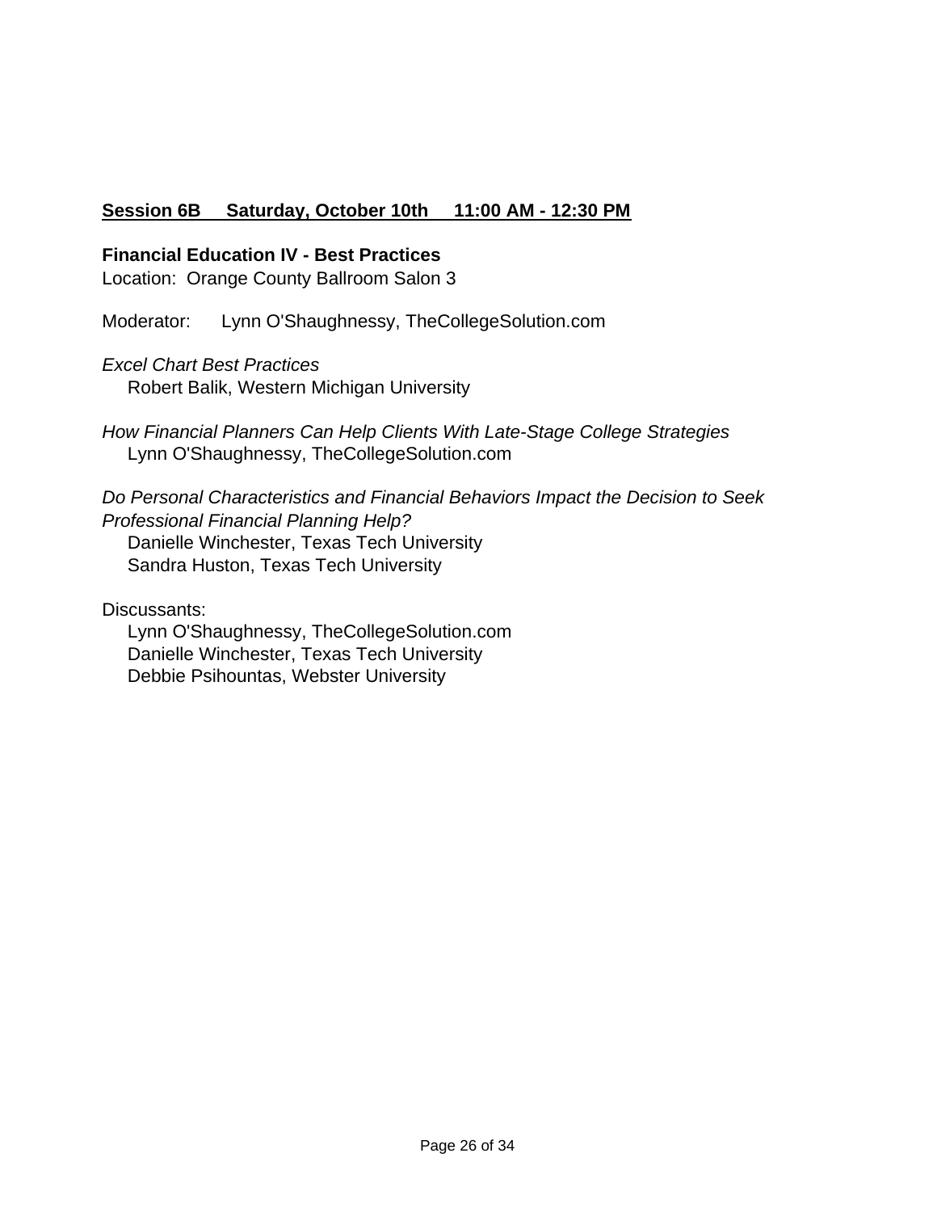**Session 6B Saturday, October 10th 11:00 AM - 12:30 PM**

**Financial Education IV - Best Practices**

Location: Orange County Ballroom Salon 3

Moderator: Lynn O'Shaughnessy, TheCollegeSolution.com

*Excel Chart Best Practices*

Robert Balik, Western Michigan University

*How Financial Planners Can Help Clients With Late-Stage College Strategies*

Lynn O'Shaughnessy, TheCollegeSolution.com

*Do Personal Characteristics and Financial Behaviors Impact the Decision to Seek Professional Financial Planning Help?*

Danielle Winchester, Texas Tech University
Sandra Huston, Texas Tech University

Discussants:

Lynn O'Shaughnessy, TheCollegeSolution.com
Danielle Winchester, Texas Tech University
Debbie Psihountas, Webster University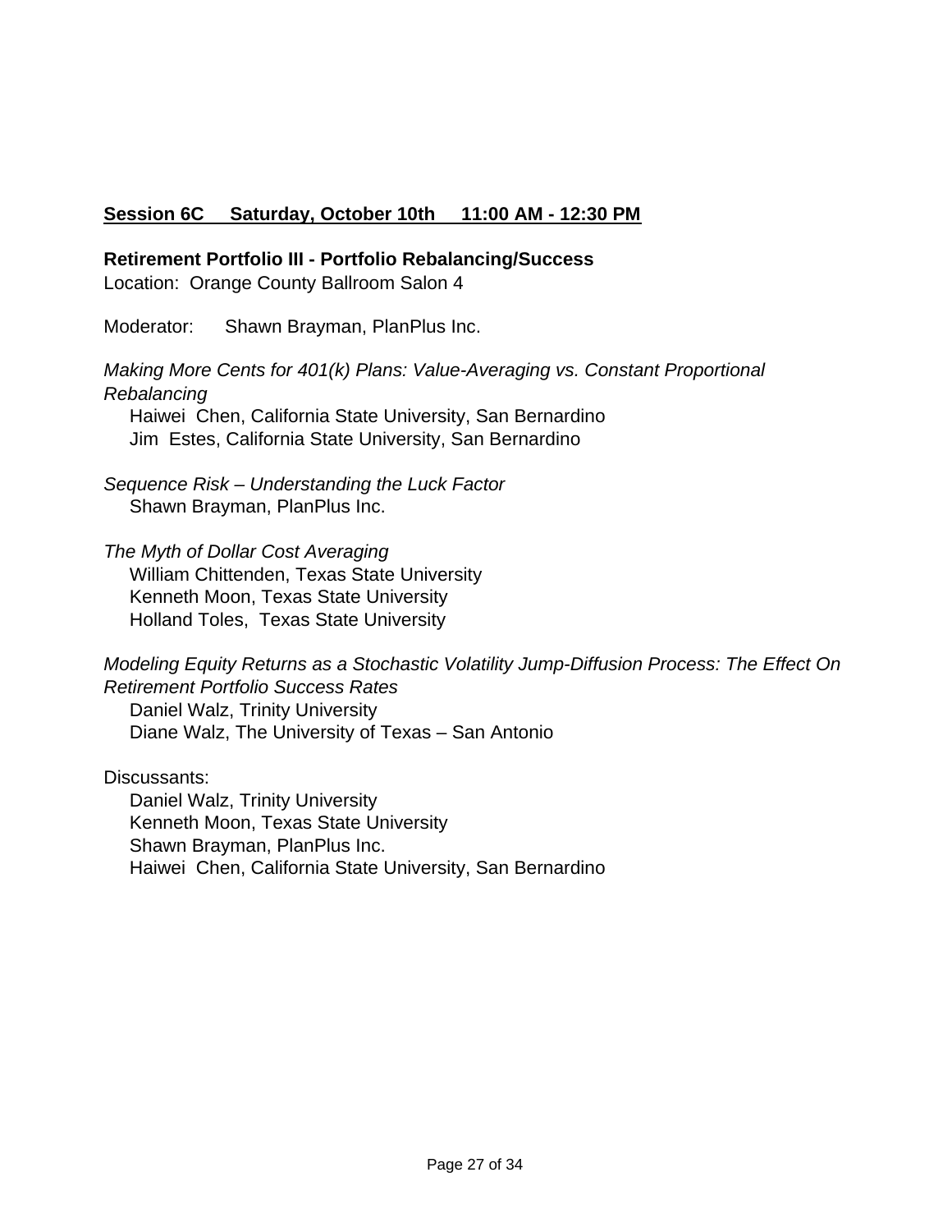**Session 6C Saturday, October 10th 11:00 AM - 12:30 PM**

**Retirement Portfolio III - Portfolio Rebalancing/Success**

Location: Orange County Ballroom Salon 4

Moderator: Shawn Brayman, PlanPlus Inc.

*Making More Cents for 401(k) Plans: Value-Averaging vs. Constant Proportional Rebalancing*

Haiwei Chen, California State University, San Bernardino
Jim Estes, California State University, San Bernardino

*Sequence Risk – Understanding the Luck Factor*

Shawn Brayman, PlanPlus Inc.

*The Myth of Dollar Cost Averaging*

William Chittenden, Texas State University
Kenneth Moon, Texas State University
Holland Toles, Texas State University

*Modeling Equity Returns as a Stochastic Volatility Jump-Diffusion Process: The Effect On Retirement Portfolio Success Rates*

Daniel Walz, Trinity University
Diane Walz, The University of Texas – San Antonio

Discussants:

Daniel Walz, Trinity University
Kenneth Moon, Texas State University
Shawn Brayman, PlanPlus Inc.
Haiwei Chen, California State University, San Bernardino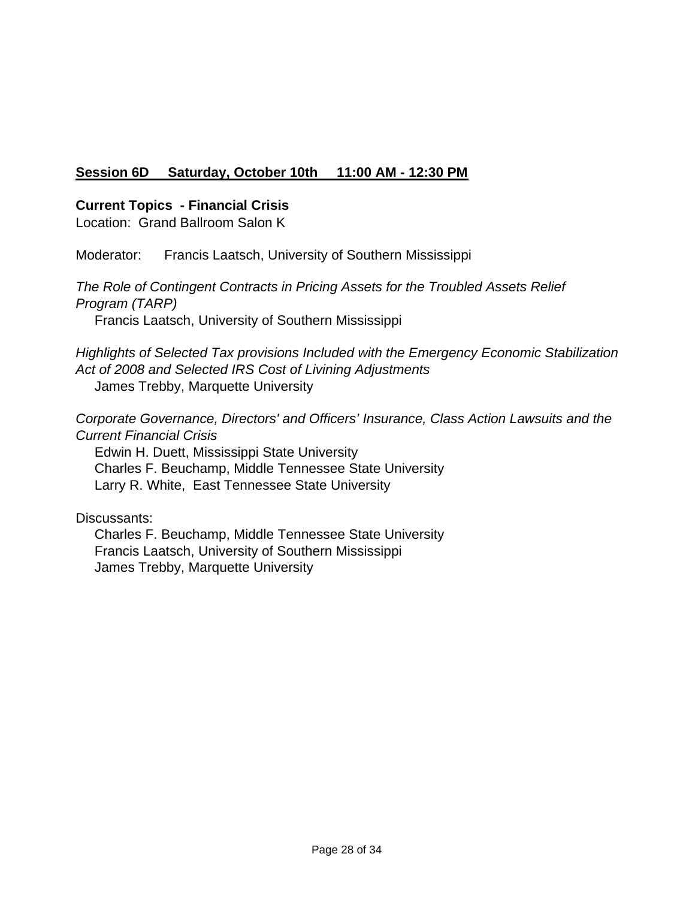**Session 6D Saturday, October 10th 11:00 AM - 12:30 PM**

**Current Topics - Financial Crisis**
Location: Grand Ballroom Salon K

Moderator: Francis Laatsch, University of Southern Mississippi

*The Role of Contingent Contracts in Pricing Assets for the Troubled Assets Relief Program (TARP)*
Francis Laatsch, University of Southern Mississippi

*Highlights of Selected Tax provisions Included with the Emergency Economic Stabilization Act of 2008 and Selected IRS Cost of Livining Adjustments*
James Trebby, Marquette University

*Corporate Governance, Directors' and Officers' Insurance, Class Action Lawsuits and the Current Financial Crisis*
Edwin H. Duett, Mississippi State University
Charles F. Beuchamp, Middle Tennessee State University
Larry R. White, East Tennessee State University

Discussants:
Charles F. Beuchamp, Middle Tennessee State University
Francis Laatsch, University of Southern Mississippi
James Trebby, Marquette University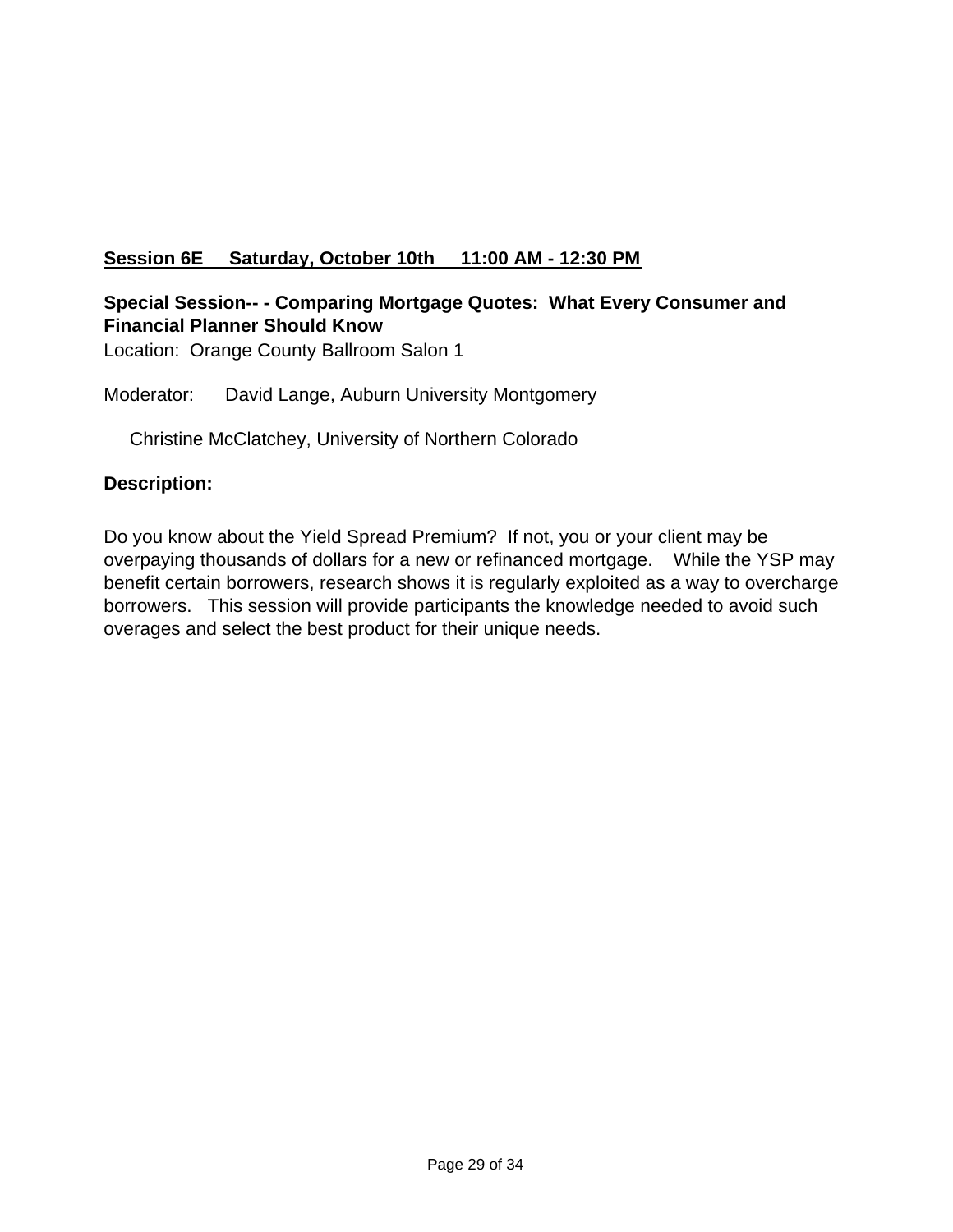**<u>Session 6E     Saturday, October 10th     11:00 AM - 12:30 PM</u>**

**Special Session-- - Comparing Mortgage Quotes:  What Every Consumer and Financial Planner Should Know**

Location:  Orange County Ballroom Salon 1

Moderator:      David Lange, Auburn University Montgomery

Christine McClatchey, University of Northern Colorado

**Description:**

Do you know about the Yield Spread Premium?  If not, you or your client may be overpaying thousands of dollars for a new or refinanced mortgage.    While the YSP may benefit certain borrowers, research shows it is regularly exploited as a way to overcharge borrowers.   This session will provide participants the knowledge needed to avoid such overages and select the best product for their unique needs.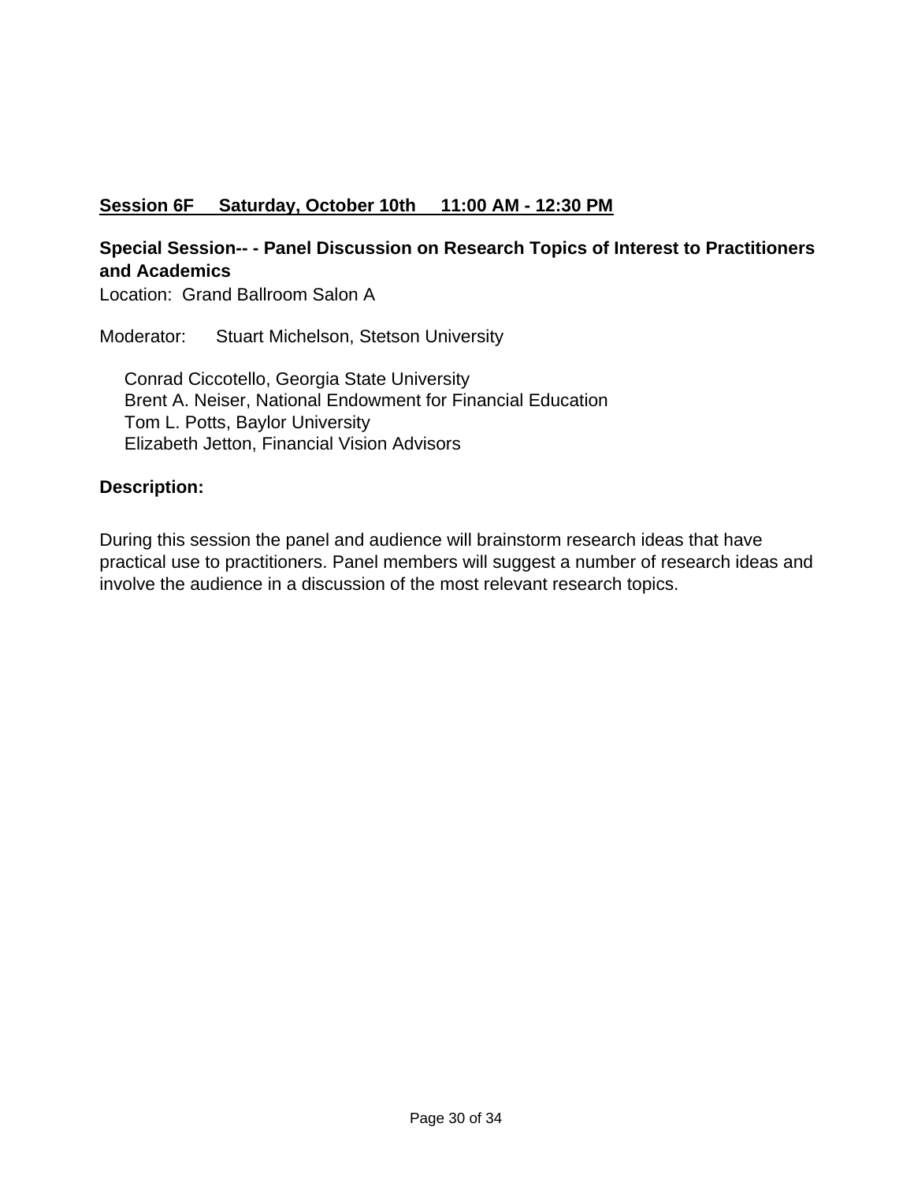**Session 6F Saturday, October 10th 11:00 AM - 12:30 PM**

**Special Session-- - Panel Discussion on Research Topics of Interest to Practitioners and Academics**

Location: Grand Ballroom Salon A

Moderator: Stuart Michelson, Stetson University

Conrad Ciccotello, Georgia State University
Brent A. Neiser, National Endowment for Financial Education
Tom L. Potts, Baylor University
Elizabeth Jetton, Financial Vision Advisors

**Description:**

During this session the panel and audience will brainstorm research ideas that have practical use to practitioners. Panel members will suggest a number of research ideas and involve the audience in a discussion of the most relevant research topics.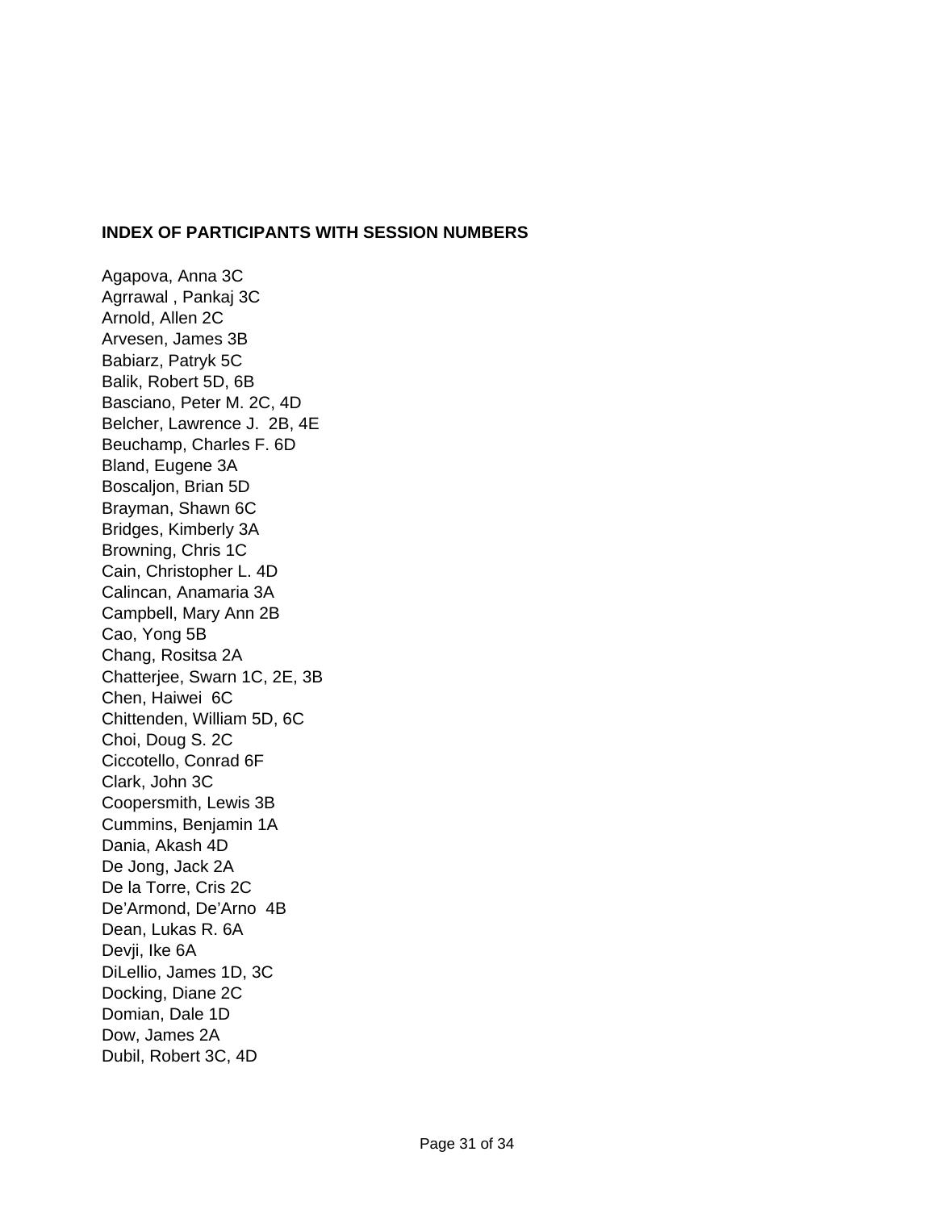**INDEX OF PARTICIPANTS WITH SESSION NUMBERS**

Agapova, Anna 3C
Agrrawal , Pankaj 3C
Arnold, Allen 2C
Arvesen, James 3B
Babiarz, Patryk 5C
Balik, Robert 5D, 6B
Basciano, Peter M. 2C, 4D
Belcher, Lawrence J. 2B, 4E
Beuchamp, Charles F. 6D
Bland, Eugene 3A
Boscaljon, Brian 5D
Brayman, Shawn 6C
Bridges, Kimberly 3A
Browning, Chris 1C
Cain, Christopher L. 4D
Calincan, Anamaria 3A
Campbell, Mary Ann 2B
Cao, Yong 5B
Chang, Rositsa 2A
Chatterjee, Swarn 1C, 2E, 3B
Chen, Haiwei 6C
Chittenden, William 5D, 6C
Choi, Doug S. 2C
Ciccotello, Conrad 6F
Clark, John 3C
Coopersmith, Lewis 3B
Cummins, Benjamin 1A
Dania, Akash 4D
De Jong, Jack 2A
De la Torre, Cris 2C
De'Armond, De'Arno 4B
Dean, Lukas R. 6A
Devji, Ike 6A
DiLellio, James 1D, 3C
Docking, Diane 2C
Domian, Dale 1D
Dow, James 2A
Dubil, Robert 3C, 4D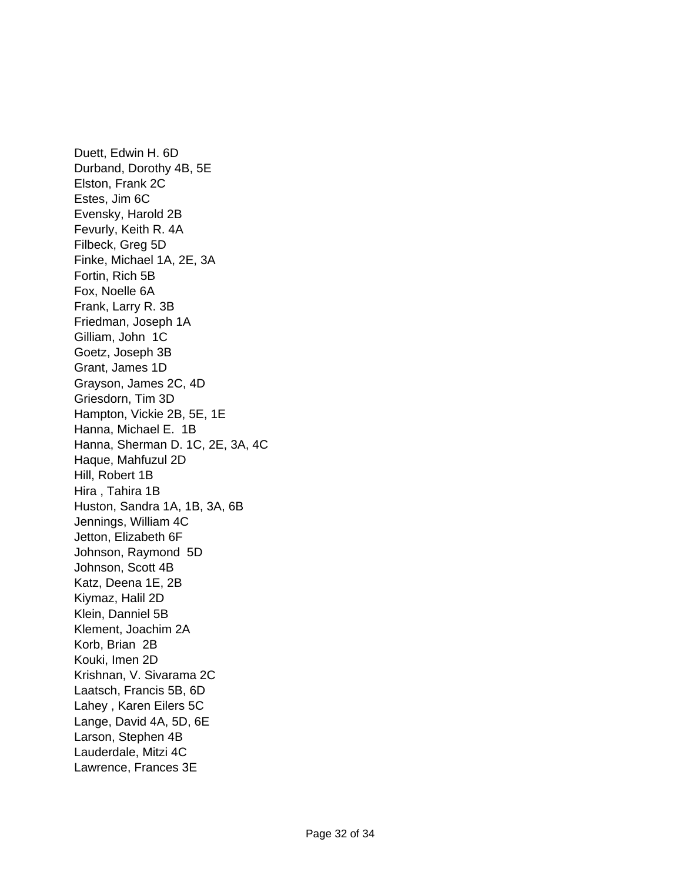Duett, Edwin H. 6D
Durband, Dorothy 4B, 5E
Elston, Frank 2C
Estes, Jim 6C
Evensky, Harold 2B
Fevurly, Keith R. 4A
Filbeck, Greg 5D
Finke, Michael 1A, 2E, 3A
Fortin, Rich 5B
Fox, Noelle 6A
Frank, Larry R. 3B
Friedman, Joseph 1A
Gilliam, John 1C
Goetz, Joseph 3B
Grant, James 1D
Grayson, James 2C, 4D
Griesdorn, Tim 3D
Hampton, Vickie 2B, 5E, 1E
Hanna, Michael E. 1B
Hanna, Sherman D. 1C, 2E, 3A, 4C
Haque, Mahfuzul 2D
Hill, Robert 1B
Hira , Tahira 1B
Huston, Sandra 1A, 1B, 3A, 6B
Jennings, William 4C
Jetton, Elizabeth 6F
Johnson, Raymond 5D
Johnson, Scott 4B
Katz, Deena 1E, 2B
Kiymaz, Halil 2D
Klein, Danniel 5B
Klement, Joachim 2A
Korb, Brian 2B
Kouki, Imen 2D
Krishnan, V. Sivarama 2C
Laatsch, Francis 5B, 6D
Lahey , Karen Eilers 5C
Lange, David 4A, 5D, 6E
Larson, Stephen 4B
Lauderdale, Mitzi 4C
Lawrence, Frances 3E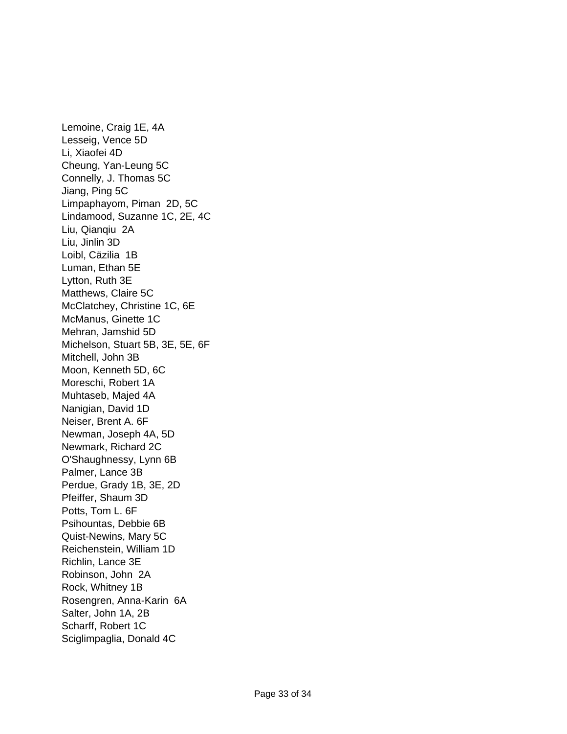Lemoine, Craig 1E, 4A
Lesseig, Vence 5D
Li, Xiaofei 4D
Cheung, Yan-Leung 5C
Connelly, J. Thomas 5C
Jiang, Ping 5C
Limpaphayom, Piman 2D, 5C
Lindamood, Suzanne 1C, 2E, 4C
Liu, Qianqiu 2A
Liu, Jinlin 3D
Loibl, Cäzilia 1B
Luman, Ethan 5E
Lytton, Ruth 3E
Matthews, Claire 5C
McClatchey, Christine 1C, 6E
McManus, Ginette 1C
Mehran, Jamshid 5D
Michelson, Stuart 5B, 3E, 5E, 6F
Mitchell, John 3B
Moon, Kenneth 5D, 6C
Moreschi, Robert 1A
Muhtaseb, Majed 4A
Nanigian, David 1D
Neiser, Brent A. 6F
Newman, Joseph 4A, 5D
Newmark, Richard 2C
O'Shaughnessy, Lynn 6B
Palmer, Lance 3B
Perdue, Grady 1B, 3E, 2D
Pfeiffer, Shaum 3D
Potts, Tom L. 6F
Psihountas, Debbie 6B
Quist-Newins, Mary 5C
Reichenstein, William 1D
Richlin, Lance 3E
Robinson, John 2A
Rock, Whitney 1B
Rosengren, Anna-Karin 6A
Salter, John 1A, 2B
Scharff, Robert 1C
Sciglimpaglia, Donald 4C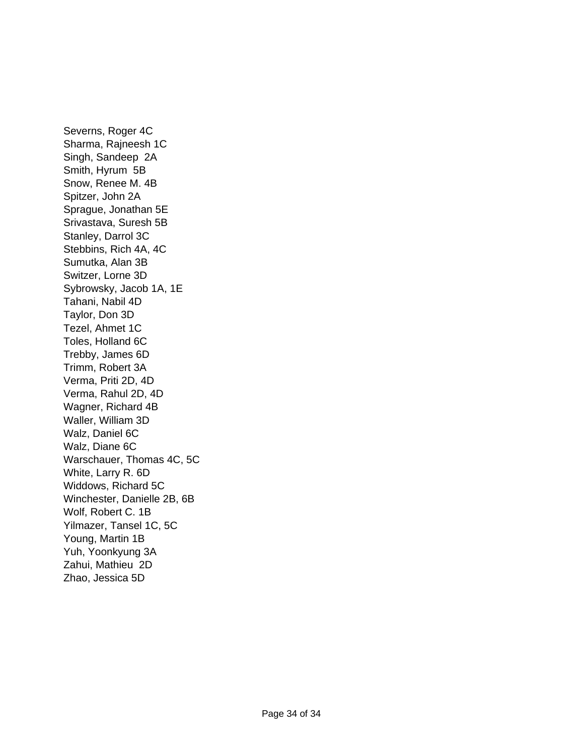Severns, Roger 4C
Sharma, Rajneesh 1C
Singh, Sandeep  2A
Smith, Hyrum  5B
Snow, Renee M. 4B
Spitzer, John 2A
Sprague, Jonathan 5E
Srivastava, Suresh 5B
Stanley, Darrol 3C
Stebbins, Rich 4A, 4C
Sumutka, Alan 3B
Switzer, Lorne 3D
Sybrowsky, Jacob 1A, 1E
Tahani, Nabil 4D
Taylor, Don 3D
Tezel, Ahmet 1C
Toles, Holland 6C
Trebby, James 6D
Trimm, Robert 3A
Verma, Priti 2D, 4D
Verma, Rahul 2D, 4D
Wagner, Richard 4B
Waller, William 3D
Walz, Daniel 6C
Walz, Diane 6C
Warschauer, Thomas 4C, 5C
White, Larry R. 6D
Widdows, Richard 5C
Winchester, Danielle 2B, 6B
Wolf, Robert C. 1B
Yilmazer, Tansel 1C, 5C
Young, Martin 1B
Yuh, Yoonkyung 3A
Zahui, Mathieu  2D
Zhao, Jessica 5D